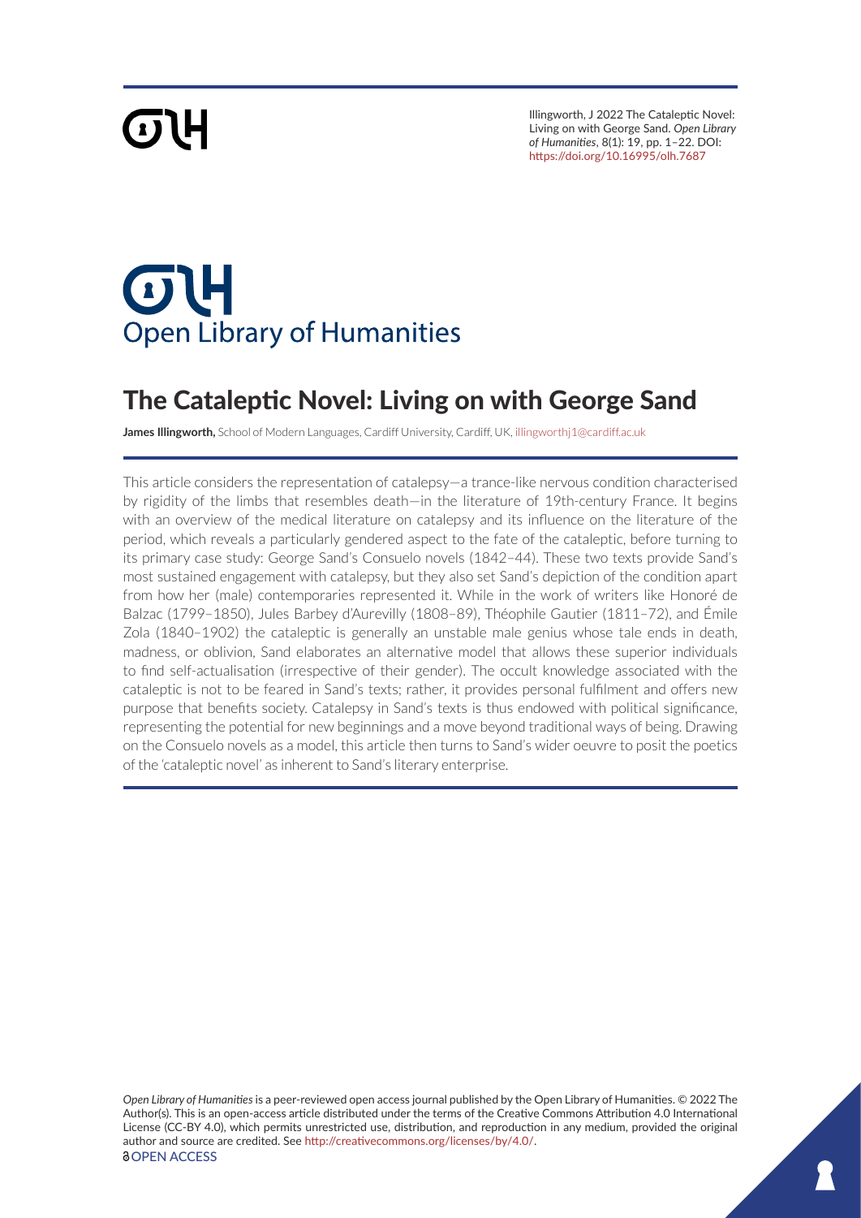Illingworth, J 2022 The Cataleptic Novel: Living on with George Sand. *Open Library of Humanities*, 8(1): 19, pp. 1–22. DOI: https://doi.org/10.16995/olh.7687

Open Library of Humanities

# The Cataleptic Novel: Living on with George Sand

**James Illingworth,** School of Modern Languages, Cardiff University, Cardiff, UK, illingworthj1@cardiff.ac.uk

This article considers the representation of catalepsy—a trance-like nervous condition characterised by rigidity of the limbs that resembles death—in the literature of 19th-century France. It begins with an overview of the medical literature on catalepsy and its influence on the literature of the period, which reveals a particularly gendered aspect to the fate of the cataleptic, before turning to its primary case study: George Sand's Consuelo novels (1842–44). These two texts provide Sand's most sustained engagement with catalepsy, but they also set Sand's depiction of the condition apart from how her (male) contemporaries represented it. While in the work of writers like Honoré de Balzac (1799–1850), Jules Barbey d'Aurevilly (1808–89), Théophile Gautier (1811–72), and Émile Zola (1840–1902) the cataleptic is generally an unstable male genius whose tale ends in death, madness, or oblivion, Sand elaborates an alternative model that allows these superior individuals to find self-actualisation (irrespective of their gender). The occult knowledge associated with the cataleptic is not to be feared in Sand's texts; rather, it provides personal fulfilment and offers new purpose that benefits society. Catalepsy in Sand's texts is thus endowed with political significance, representing the potential for new beginnings and a move beyond traditional ways of being. Drawing on the Consuelo novels as a model, this article then turns to Sand's wider oeuvre to posit the poetics of the 'cataleptic novel' as inherent to Sand's literary enterprise.

*Open Library of Humanities* is a peer-reviewed open access journal published by the Open Library of Humanities. © 2022 The Author(s). This is an open-access article distributed under the terms of the Creative Commons Attribution 4.0 International License (CC-BY 4.0), which permits unrestricted use, distribution, and reproduction in any medium, provided the original author and source are credited. See http://creativecommons.org/licenses/by/4.0/.

OPEN ACCESS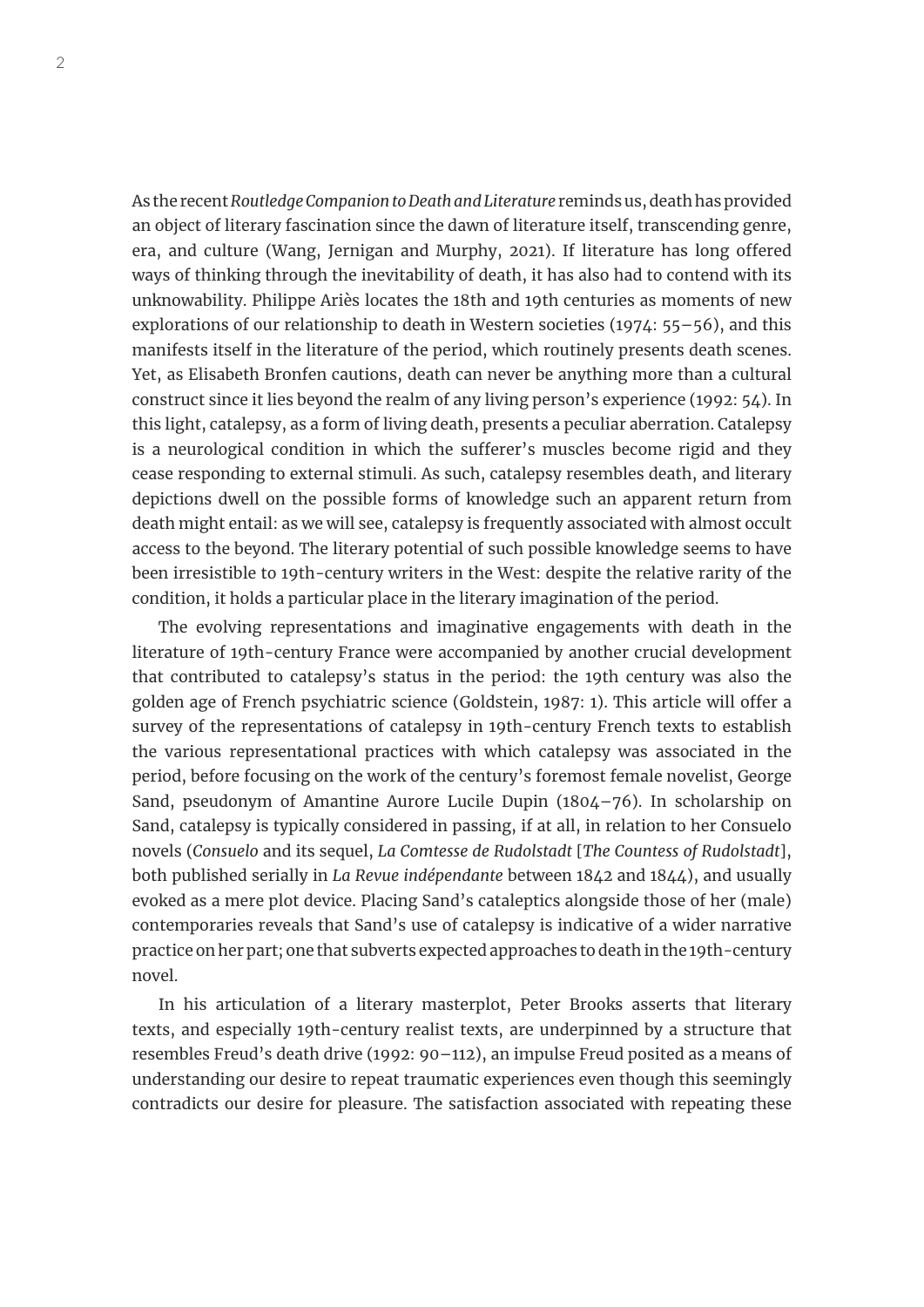As the recent *Routledge Companion to Death and Literature* reminds us, death has provided an object of literary fascination since the dawn of literature itself, transcending genre, era, and culture (Wang, Jernigan and Murphy, 2021). If literature has long offered ways of thinking through the inevitability of death, it has also had to contend with its unknowability. Philippe Ariès locates the 18th and 19th centuries as moments of new explorations of our relationship to death in Western societies (1974: 55–56), and this manifests itself in the literature of the period, which routinely presents death scenes. Yet, as Elisabeth Bronfen cautions, death can never be anything more than a cultural construct since it lies beyond the realm of any living person's experience (1992: 54). In this light, catalepsy, as a form of living death, presents a peculiar aberration. Catalepsy is a neurological condition in which the sufferer's muscles become rigid and they cease responding to external stimuli. As such, catalepsy resembles death, and literary depictions dwell on the possible forms of knowledge such an apparent return from death might entail: as we will see, catalepsy is frequently associated with almost occult access to the beyond. The literary potential of such possible knowledge seems to have been irresistible to 19th-century writers in the West: despite the relative rarity of the condition, it holds a particular place in the literary imagination of the period.

The evolving representations and imaginative engagements with death in the literature of 19th-century France were accompanied by another crucial development that contributed to catalepsy's status in the period: the 19th century was also the golden age of French psychiatric science (Goldstein, 1987: 1). This article will offer a survey of the representations of catalepsy in 19th-century French texts to establish the various representational practices with which catalepsy was associated in the period, before focusing on the work of the century's foremost female novelist, George Sand, pseudonym of Amantine Aurore Lucile Dupin (1804–76). In scholarship on Sand, catalepsy is typically considered in passing, if at all, in relation to her Consuelo novels (*Consuelo* and its sequel, *La Comtesse de Rudolstadt* [*The Countess of Rudolstadt*], both published serially in *La Revue indépendante* between 1842 and 1844), and usually evoked as a mere plot device. Placing Sand's cataleptics alongside those of her (male) contemporaries reveals that Sand's use of catalepsy is indicative of a wider narrative practice on her part; one that subverts expected approaches to death in the 19th-century novel.

In his articulation of a literary masterplot, Peter Brooks asserts that literary texts, and especially 19th-century realist texts, are underpinned by a structure that resembles Freud's death drive (1992: 90–112), an impulse Freud posited as a means of understanding our desire to repeat traumatic experiences even though this seemingly contradicts our desire for pleasure. The satisfaction associated with repeating these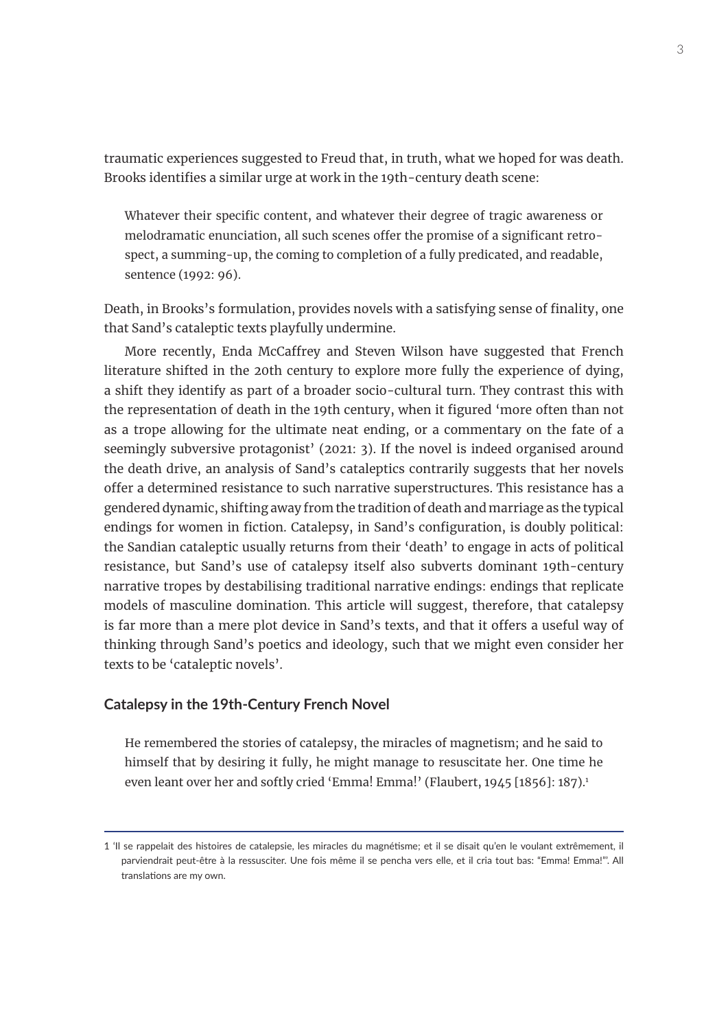traumatic experiences suggested to Freud that, in truth, what we hoped for was death. Brooks identifies a similar urge at work in the 19th-century death scene:

> Whatever their specific content, and whatever their degree of tragic awareness or melodramatic enunciation, all such scenes offer the promise of a significant retrospect, a summing-up, the coming to completion of a fully predicated, and readable, sentence (1992: 96).

Death, in Brooks's formulation, provides novels with a satisfying sense of finality, one that Sand's cataleptic texts playfully undermine.

More recently, Enda McCaffrey and Steven Wilson have suggested that French literature shifted in the 20th century to explore more fully the experience of dying, a shift they identify as part of a broader socio-cultural turn. They contrast this with the representation of death in the 19th century, when it figured 'more often than not as a trope allowing for the ultimate neat ending, or a commentary on the fate of a seemingly subversive protagonist' (2021: 3). If the novel is indeed organised around the death drive, an analysis of Sand's cataleptics contrarily suggests that her novels offer a determined resistance to such narrative superstructures. This resistance has a gendered dynamic, shifting away from the tradition of death and marriage as the typical endings for women in fiction. Catalepsy, in Sand's configuration, is doubly political: the Sandian cataleptic usually returns from their 'death' to engage in acts of political resistance, but Sand's use of catalepsy itself also subverts dominant 19th-century narrative tropes by destabilising traditional narrative endings: endings that replicate models of masculine domination. This article will suggest, therefore, that catalepsy is far more than a mere plot device in Sand's texts, and that it offers a useful way of thinking through Sand's poetics and ideology, such that we might even consider her texts to be 'cataleptic novels'.

## Catalepsy in the 19th-Century French Novel

> He remembered the stories of catalepsy, the miracles of magnetism; and he said to himself that by desiring it fully, he might manage to resuscitate her. One time he even leant over her and softly cried 'Emma! Emma!' (Flaubert, 1945 [1856]: 187).[1]

---

1 'Il se rappelait des histoires de catalepsie, les miracles du magnétisme; et il se disait qu'en le voulant extrêmement, il parviendrait peut-être à la ressusciter. Une fois même il se pencha vers elle, et il cria tout bas: "Emma! Emma!"'. All translations are my own.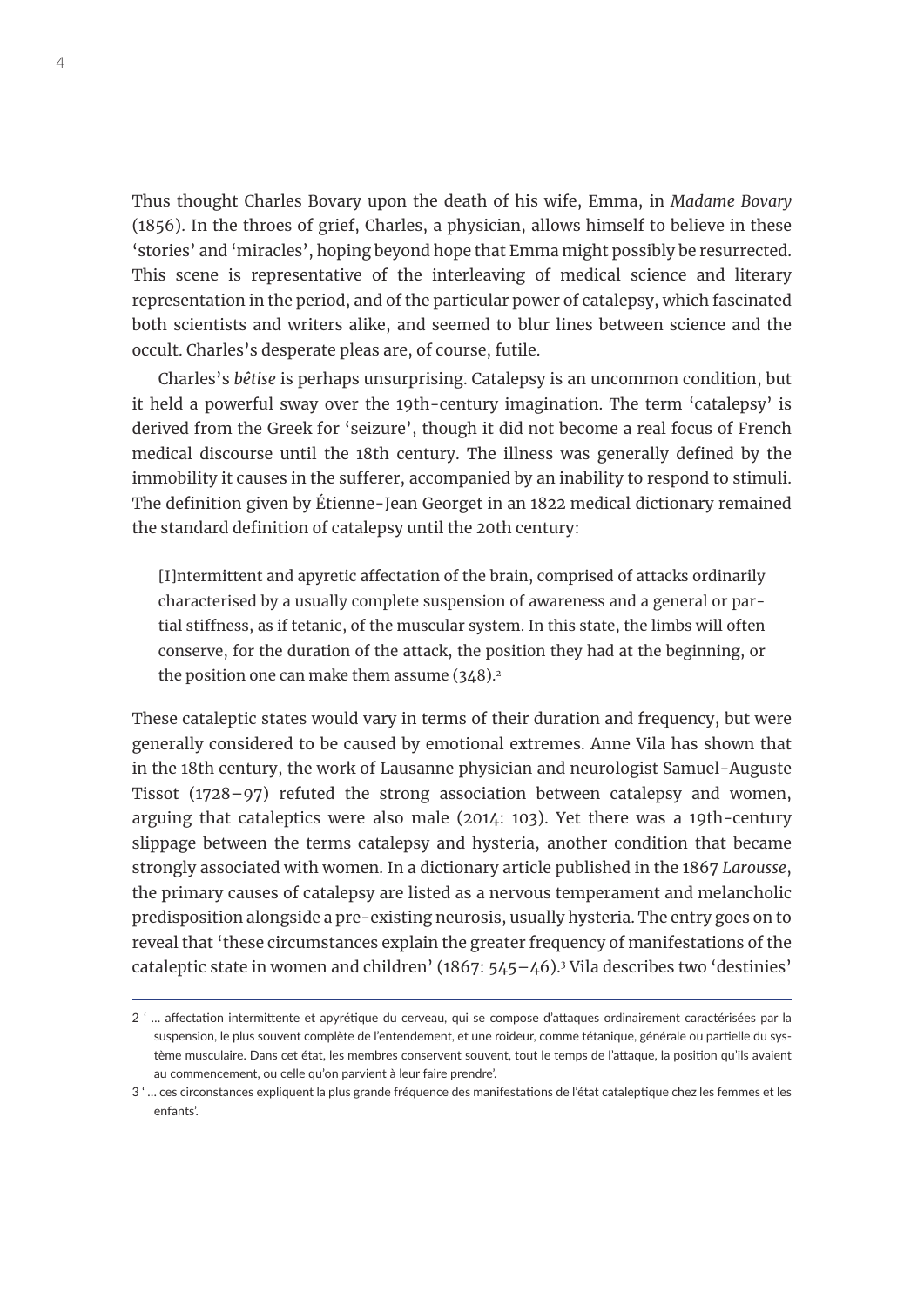Thus thought Charles Bovary upon the death of his wife, Emma, in *Madame Bovary* (1856). In the throes of grief, Charles, a physician, allows himself to believe in these 'stories' and 'miracles', hoping beyond hope that Emma might possibly be resurrected. This scene is representative of the interleaving of medical science and literary representation in the period, and of the particular power of catalepsy, which fascinated both scientists and writers alike, and seemed to blur lines between science and the occult. Charles's desperate pleas are, of course, futile.

Charles's *bêtise* is perhaps unsurprising. Catalepsy is an uncommon condition, but it held a powerful sway over the 19th-century imagination. The term 'catalepsy' is derived from the Greek for 'seizure', though it did not become a real focus of French medical discourse until the 18th century. The illness was generally defined by the immobility it causes in the sufferer, accompanied by an inability to respond to stimuli. The definition given by Étienne-Jean Georget in an 1822 medical dictionary remained the standard definition of catalepsy until the 20th century:

> [I]ntermittent and apyretic affectation of the brain, comprised of attacks ordinarily characterised by a usually complete suspension of awareness and a general or partial stiffness, as if tetanic, of the muscular system. In this state, the limbs will often conserve, for the duration of the attack, the position they had at the beginning, or the position one can make them assume (348).[2]

These cataleptic states would vary in terms of their duration and frequency, but were generally considered to be caused by emotional extremes. Anne Vila has shown that in the 18th century, the work of Lausanne physician and neurologist Samuel-Auguste Tissot (1728–97) refuted the strong association between catalepsy and women, arguing that cataleptics were also male (2014: 103). Yet there was a 19th-century slippage between the terms catalepsy and hysteria, another condition that became strongly associated with women. In a dictionary article published in the 1867 *Larousse*, the primary causes of catalepsy are listed as a nervous temperament and melancholic predisposition alongside a pre-existing neurosis, usually hysteria. The entry goes on to reveal that 'these circumstances explain the greater frequency of manifestations of the cataleptic state in women and children' (1867: 545–46).[3] Vila describes two 'destinies'

---

2 ' … affectation intermittente et apyrétique du cerveau, qui se compose d'attaques ordinairement caractérisées par la suspension, le plus souvent complète de l'entendement, et une roideur, comme tétanique, générale ou partielle du système musculaire. Dans cet état, les membres conservent souvent, tout le temps de l'attaque, la position qu'ils avaient au commencement, ou celle qu'on parvient à leur faire prendre'.

3 ' … ces circonstances expliquent la plus grande fréquence des manifestations de l'état cataleptique chez les femmes et les enfants'.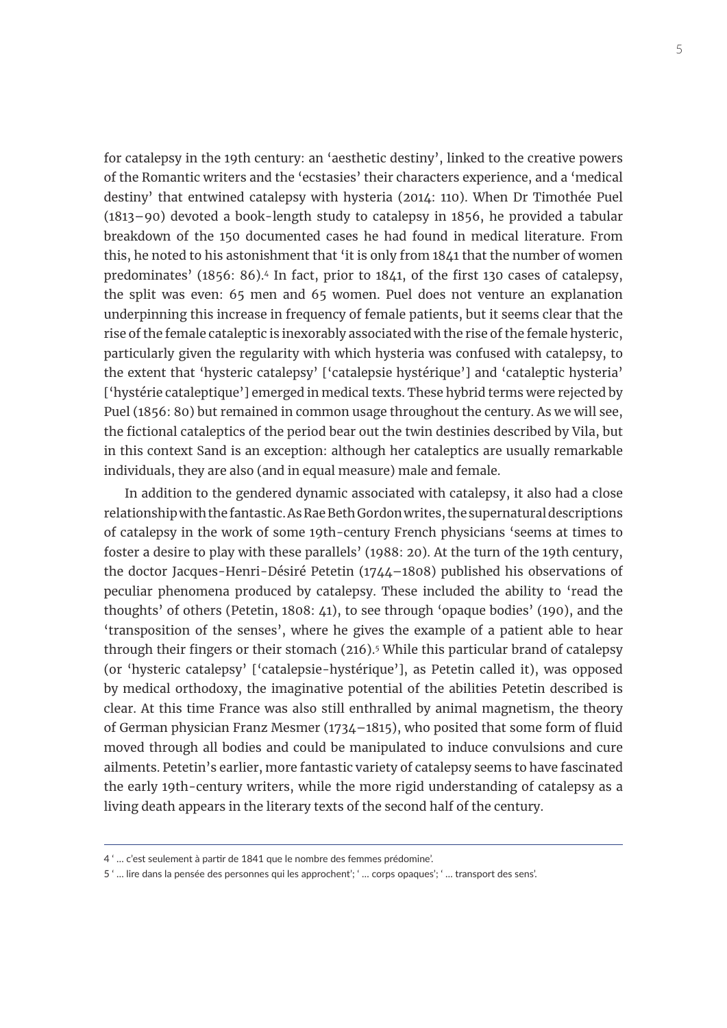for catalepsy in the 19th century: an 'aesthetic destiny', linked to the creative powers of the Romantic writers and the 'ecstasies' their characters experience, and a 'medical destiny' that entwined catalepsy with hysteria (2014: 110). When Dr Timothée Puel (1813–90) devoted a book-length study to catalepsy in 1856, he provided a tabular breakdown of the 150 documented cases he had found in medical literature. From this, he noted to his astonishment that 'it is only from 1841 that the number of women predominates' (1856: 86).[4] In fact, prior to 1841, of the first 130 cases of catalepsy, the split was even: 65 men and 65 women. Puel does not venture an explanation underpinning this increase in frequency of female patients, but it seems clear that the rise of the female cataleptic is inexorably associated with the rise of the female hysteric, particularly given the regularity with which hysteria was confused with catalepsy, to the extent that 'hysteric catalepsy' ['catalepsie hystérique'] and 'cataleptic hysteria' ['hystérie cataleptique'] emerged in medical texts. These hybrid terms were rejected by Puel (1856: 80) but remained in common usage throughout the century. As we will see, the fictional cataleptics of the period bear out the twin destinies described by Vila, but in this context Sand is an exception: although her cataleptics are usually remarkable individuals, they are also (and in equal measure) male and female.

In addition to the gendered dynamic associated with catalepsy, it also had a close relationship with the fantastic. As Rae Beth Gordon writes, the supernatural descriptions of catalepsy in the work of some 19th-century French physicians 'seems at times to foster a desire to play with these parallels' (1988: 20). At the turn of the 19th century, the doctor Jacques-Henri-Désiré Petetin (1744–1808) published his observations of peculiar phenomena produced by catalepsy. These included the ability to 'read the thoughts' of others (Petetin, 1808: 41), to see through 'opaque bodies' (190), and the 'transposition of the senses', where he gives the example of a patient able to hear through their fingers or their stomach (216).[5] While this particular brand of catalepsy (or 'hysteric catalepsy' ['catalepsie-hystérique'], as Petetin called it), was opposed by medical orthodoxy, the imaginative potential of the abilities Petetin described is clear. At this time France was also still enthralled by animal magnetism, the theory of German physician Franz Mesmer (1734–1815), who posited that some form of fluid moved through all bodies and could be manipulated to induce convulsions and cure ailments. Petetin's earlier, more fantastic variety of catalepsy seems to have fascinated the early 19th-century writers, while the more rigid understanding of catalepsy as a living death appears in the literary texts of the second half of the century.

---

4 ' … c'est seulement à partir de 1841 que le nombre des femmes prédomine'.

5 ' … lire dans la pensée des personnes qui les approchent'; ' … corps opaques'; ' … transport des sens'.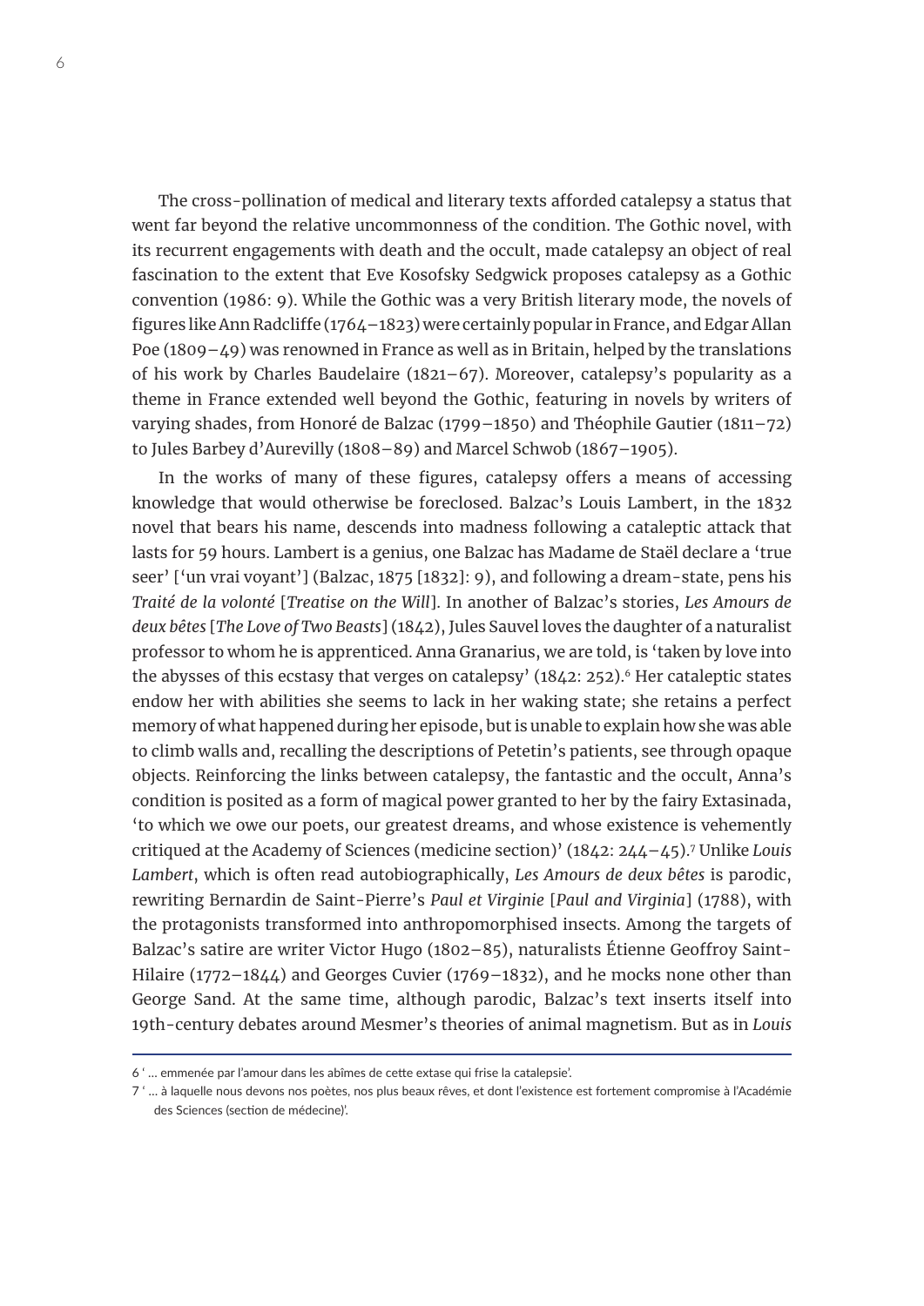The cross-pollination of medical and literary texts afforded catalepsy a status that went far beyond the relative uncommonness of the condition. The Gothic novel, with its recurrent engagements with death and the occult, made catalepsy an object of real fascination to the extent that Eve Kosofsky Sedgwick proposes catalepsy as a Gothic convention (1986: 9). While the Gothic was a very British literary mode, the novels of figures like Ann Radcliffe (1764–1823) were certainly popular in France, and Edgar Allan Poe (1809–49) was renowned in France as well as in Britain, helped by the translations of his work by Charles Baudelaire (1821–67). Moreover, catalepsy's popularity as a theme in France extended well beyond the Gothic, featuring in novels by writers of varying shades, from Honoré de Balzac (1799–1850) and Théophile Gautier (1811–72) to Jules Barbey d'Aurevilly (1808–89) and Marcel Schwob (1867–1905).

In the works of many of these figures, catalepsy offers a means of accessing knowledge that would otherwise be foreclosed. Balzac's Louis Lambert, in the 1832 novel that bears his name, descends into madness following a cataleptic attack that lasts for 59 hours. Lambert is a genius, one Balzac has Madame de Staël declare a 'true seer' ['un vrai voyant'] (Balzac, 1875 [1832]: 9), and following a dream-state, pens his *Traité de la volonté* [*Treatise on the Will*]. In another of Balzac's stories, *Les Amours de deux bêtes* [*The Love of Two Beasts*] (1842), Jules Sauvel loves the daughter of a naturalist professor to whom he is apprenticed. Anna Granarius, we are told, is 'taken by love into the abysses of this ecstasy that verges on catalepsy' (1842: 252).[6] Her cataleptic states endow her with abilities she seems to lack in her waking state; she retains a perfect memory of what happened during her episode, but is unable to explain how she was able to climb walls and, recalling the descriptions of Petetin's patients, see through opaque objects. Reinforcing the links between catalepsy, the fantastic and the occult, Anna's condition is posited as a form of magical power granted to her by the fairy Extasinada, 'to which we owe our poets, our greatest dreams, and whose existence is vehemently critiqued at the Academy of Sciences (medicine section)' (1842: 244–45).[7] Unlike *Louis Lambert*, which is often read autobiographically, *Les Amours de deux bêtes* is parodic, rewriting Bernardin de Saint-Pierre's *Paul et Virginie* [*Paul and Virginia*] (1788), with the protagonists transformed into anthropomorphised insects. Among the targets of Balzac's satire are writer Victor Hugo (1802–85), naturalists Étienne Geoffroy Saint-Hilaire (1772–1844) and Georges Cuvier (1769–1832), and he mocks none other than George Sand. At the same time, although parodic, Balzac's text inserts itself into 19th-century debates around Mesmer's theories of animal magnetism. But as in *Louis*

---

6 ' … emmenée par l'amour dans les abîmes de cette extase qui frise la catalepsie'.

7 ' … à laquelle nous devons nos poètes, nos plus beaux rêves, et dont l'existence est fortement compromise à l'Académie des Sciences (section de médecine)'.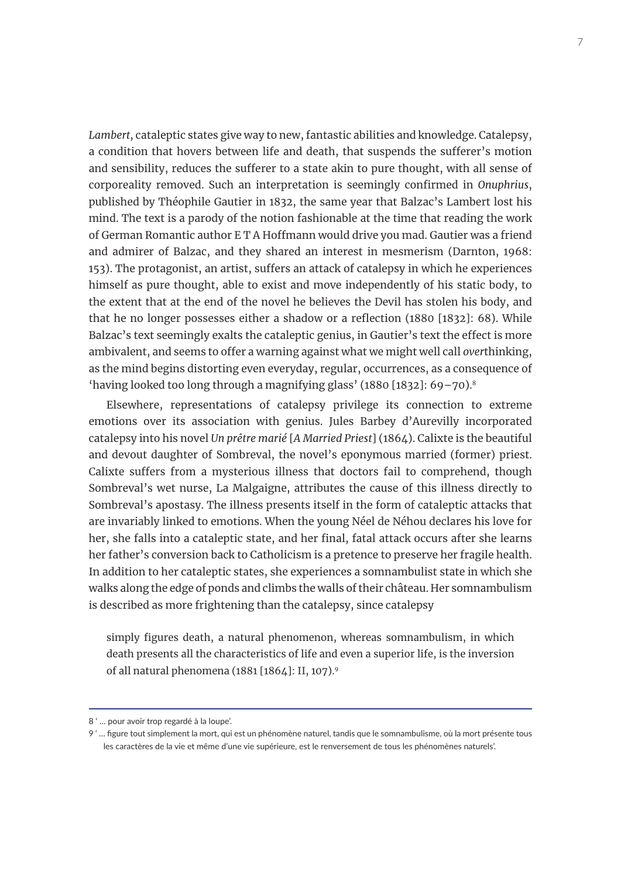*Lambert*, cataleptic states give way to new, fantastic abilities and knowledge. Catalepsy, a condition that hovers between life and death, that suspends the sufferer's motion and sensibility, reduces the sufferer to a state akin to pure thought, with all sense of corporeality removed. Such an interpretation is seemingly confirmed in *Onuphrius*, published by Théophile Gautier in 1832, the same year that Balzac's Lambert lost his mind. The text is a parody of the notion fashionable at the time that reading the work of German Romantic author E T A Hoffmann would drive you mad. Gautier was a friend and admirer of Balzac, and they shared an interest in mesmerism (Darnton, 1968: 153). The protagonist, an artist, suffers an attack of catalepsy in which he experiences himself as pure thought, able to exist and move independently of his static body, to the extent that at the end of the novel he believes the Devil has stolen his body, and that he no longer possesses either a shadow or a reflection (1880 [1832]: 68). While Balzac's text seemingly exalts the cataleptic genius, in Gautier's text the effect is more ambivalent, and seems to offer a warning against what we might well call *over*thinking, as the mind begins distorting even everyday, regular, occurrences, as a consequence of 'having looked too long through a magnifying glass' (1880 [1832]: 69–70).[8]

Elsewhere, representations of catalepsy privilege its connection to extreme emotions over its association with genius. Jules Barbey d'Aurevilly incorporated catalepsy into his novel *Un prêtre marié* [*A Married Priest*] (1864). Calixte is the beautiful and devout daughter of Sombreval, the novel's eponymous married (former) priest. Calixte suffers from a mysterious illness that doctors fail to comprehend, though Sombreval's wet nurse, La Malgaigne, attributes the cause of this illness directly to Sombreval's apostasy. The illness presents itself in the form of cataleptic attacks that are invariably linked to emotions. When the young Néel de Néhou declares his love for her, she falls into a cataleptic state, and her final, fatal attack occurs after she learns her father's conversion back to Catholicism is a pretence to preserve her fragile health. In addition to her cataleptic states, she experiences a somnambulist state in which she walks along the edge of ponds and climbs the walls of their château. Her somnambulism is described as more frightening than the catalepsy, since catalepsy

> simply figures death, a natural phenomenon, whereas somnambulism, in which death presents all the characteristics of life and even a superior life, is the inversion of all natural phenomena (1881 [1864]: II, 107).[9]

---

8 '… pour avoir trop regardé à la loupe'.

9 '… figure tout simplement la mort, qui est un phénomène naturel, tandis que le somnambulisme, où la mort présente tous les caractères de la vie et même d'une vie supérieure, est le renversement de tous les phénomènes naturels'.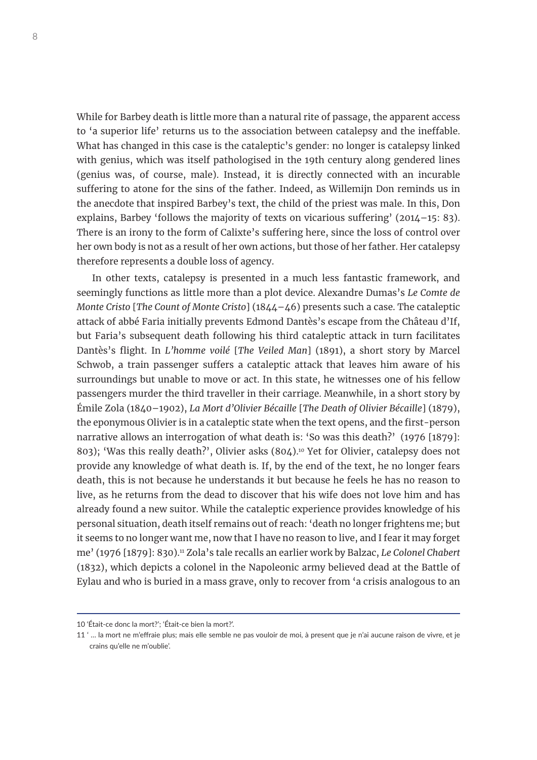While for Barbey death is little more than a natural rite of passage, the apparent access to 'a superior life' returns us to the association between catalepsy and the ineffable. What has changed in this case is the cataleptic's gender: no longer is catalepsy linked with genius, which was itself pathologised in the 19th century along gendered lines (genius was, of course, male). Instead, it is directly connected with an incurable suffering to atone for the sins of the father. Indeed, as Willemijn Don reminds us in the anecdote that inspired Barbey's text, the child of the priest was male. In this, Don explains, Barbey 'follows the majority of texts on vicarious suffering' (2014–15: 83). There is an irony to the form of Calixte's suffering here, since the loss of control over her own body is not as a result of her own actions, but those of her father. Her catalepsy therefore represents a double loss of agency.

In other texts, catalepsy is presented in a much less fantastic framework, and seemingly functions as little more than a plot device. Alexandre Dumas's *Le Comte de Monte Cristo* [*The Count of Monte Cristo*] (1844–46) presents such a case. The cataleptic attack of abbé Faria initially prevents Edmond Dantès's escape from the Château d'If, but Faria's subsequent death following his third cataleptic attack in turn facilitates Dantès's flight. In *L'homme voilé* [*The Veiled Man*] (1891), a short story by Marcel Schwob, a train passenger suffers a cataleptic attack that leaves him aware of his surroundings but unable to move or act. In this state, he witnesses one of his fellow passengers murder the third traveller in their carriage. Meanwhile, in a short story by Émile Zola (1840–1902), *La Mort d'Olivier Bécaille* [*The Death of Olivier Bécaille*] (1879), the eponymous Olivier is in a cataleptic state when the text opens, and the first-person narrative allows an interrogation of what death is: 'So was this death?' (1976 [1879]: 803); 'Was this really death?', Olivier asks (804).[10] Yet for Olivier, catalepsy does not provide any knowledge of what death is. If, by the end of the text, he no longer fears death, this is not because he understands it but because he feels he has no reason to live, as he returns from the dead to discover that his wife does not love him and has already found a new suitor. While the cataleptic experience provides knowledge of his personal situation, death itself remains out of reach: 'death no longer frightens me; but it seems to no longer want me, now that I have no reason to live, and I fear it may forget me' (1976 [1879]: 830).[11] Zola's tale recalls an earlier work by Balzac, *Le Colonel Chabert* (1832), which depicts a colonel in the Napoleonic army believed dead at the Battle of Eylau and who is buried in a mass grave, only to recover from 'a crisis analogous to an

---

10 'Était-ce donc la mort?'; 'Était-ce bien la mort?'.

11 ' … la mort ne m'effraie plus; mais elle semble ne pas vouloir de moi, à present que je n'ai aucune raison de vivre, et je crains qu'elle ne m'oublie'.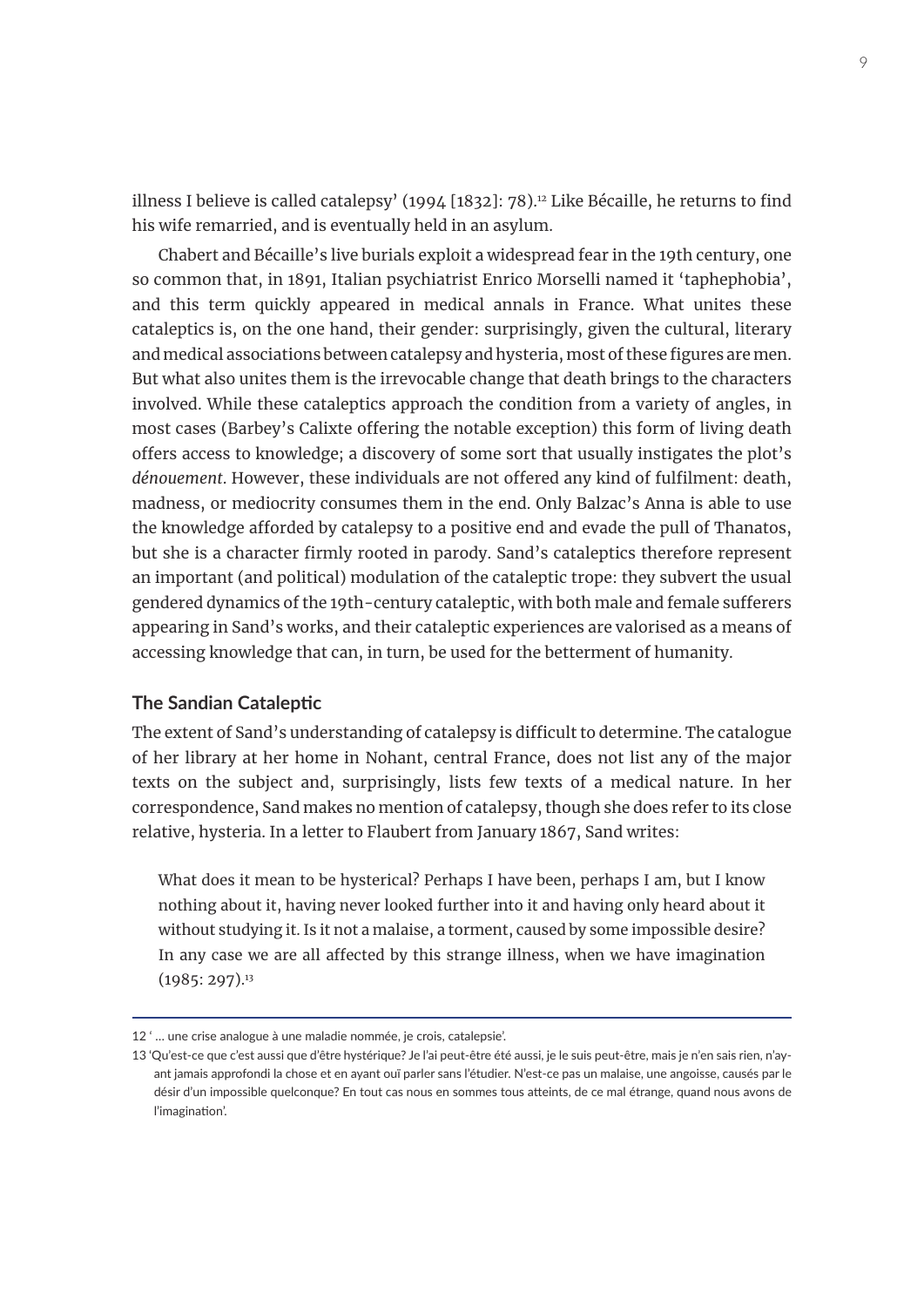illness I believe is called catalepsy' (1994 [1832]: 78).[12] Like Bécaille, he returns to find his wife remarried, and is eventually held in an asylum.

Chabert and Bécaille's live burials exploit a widespread fear in the 19th century, one so common that, in 1891, Italian psychiatrist Enrico Morselli named it 'taphephobia', and this term quickly appeared in medical annals in France. What unites these cataleptics is, on the one hand, their gender: surprisingly, given the cultural, literary and medical associations between catalepsy and hysteria, most of these figures are men. But what also unites them is the irrevocable change that death brings to the characters involved. While these cataleptics approach the condition from a variety of angles, in most cases (Barbey's Calixte offering the notable exception) this form of living death offers access to knowledge; a discovery of some sort that usually instigates the plot's *dénouement*. However, these individuals are not offered any kind of fulfilment: death, madness, or mediocrity consumes them in the end. Only Balzac's Anna is able to use the knowledge afforded by catalepsy to a positive end and evade the pull of Thanatos, but she is a character firmly rooted in parody. Sand's cataleptics therefore represent an important (and political) modulation of the cataleptic trope: they subvert the usual gendered dynamics of the 19th-century cataleptic, with both male and female sufferers appearing in Sand's works, and their cataleptic experiences are valorised as a means of accessing knowledge that can, in turn, be used for the betterment of humanity.

## The Sandian Cataleptic

The extent of Sand's understanding of catalepsy is difficult to determine. The catalogue of her library at her home in Nohant, central France, does not list any of the major texts on the subject and, surprisingly, lists few texts of a medical nature. In her correspondence, Sand makes no mention of catalepsy, though she does refer to its close relative, hysteria. In a letter to Flaubert from January 1867, Sand writes:

> What does it mean to be hysterical? Perhaps I have been, perhaps I am, but I know nothing about it, having never looked further into it and having only heard about it without studying it. Is it not a malaise, a torment, caused by some impossible desire? In any case we are all affected by this strange illness, when we have imagination (1985: 297).[13]

---

12 ' … une crise analogue à une maladie nommée, je crois, catalepsie'.

13 'Qu'est-ce que c'est aussi que d'être hystérique? Je l'ai peut-être été aussi, je le suis peut-être, mais je n'en sais rien, n'ayant jamais approfondi la chose et en ayant ouï parler sans l'étudier. N'est-ce pas un malaise, une angoisse, causés par le désir d'un impossible quelconque? En tout cas nous en sommes tous atteints, de ce mal étrange, quand nous avons de l'imagination'.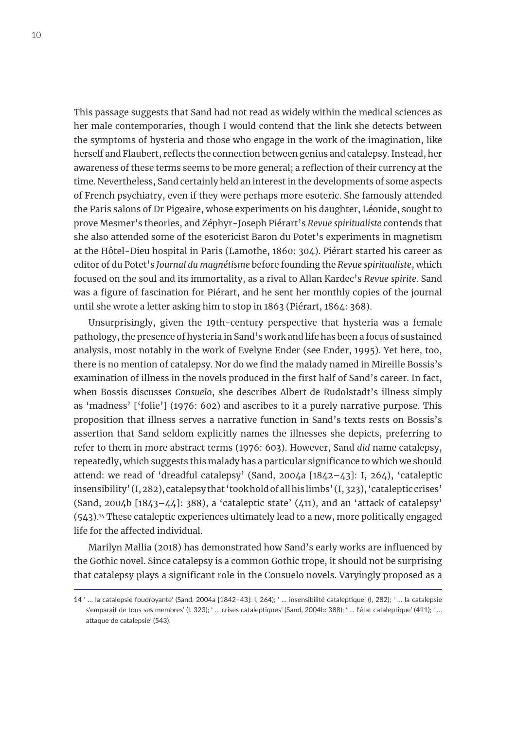This passage suggests that Sand had not read as widely within the medical sciences as her male contemporaries, though I would contend that the link she detects between the symptoms of hysteria and those who engage in the work of the imagination, like herself and Flaubert, reflects the connection between genius and catalepsy. Instead, her awareness of these terms seems to be more general; a reflection of their currency at the time. Nevertheless, Sand certainly held an interest in the developments of some aspects of French psychiatry, even if they were perhaps more esoteric. She famously attended the Paris salons of Dr Pigeaire, whose experiments on his daughter, Léonide, sought to prove Mesmer's theories, and Zéphyr-Joseph Piérart's *Revue spiritualiste* contends that she also attended some of the esotericist Baron du Potet's experiments in magnetism at the Hôtel-Dieu hospital in Paris (Lamothe, 1860: 304). Piérart started his career as editor of du Potet's *Journal du magnétisme* before founding the *Revue spiritualiste*, which focused on the soul and its immortality, as a rival to Allan Kardec's *Revue spirite*. Sand was a figure of fascination for Piérart, and he sent her monthly copies of the journal until she wrote a letter asking him to stop in 1863 (Piérart, 1864: 368).

Unsurprisingly, given the 19th-century perspective that hysteria was a female pathology, the presence of hysteria in Sand's work and life has been a focus of sustained analysis, most notably in the work of Evelyne Ender (see Ender, 1995). Yet here, too, there is no mention of catalepsy. Nor do we find the malady named in Mireille Bossis's examination of illness in the novels produced in the first half of Sand's career. In fact, when Bossis discusses *Consuelo*, she describes Albert de Rudolstadt's illness simply as 'madness' ['folie'] (1976: 602) and ascribes to it a purely narrative purpose. This proposition that illness serves a narrative function in Sand's texts rests on Bossis's assertion that Sand seldom explicitly names the illnesses she depicts, preferring to refer to them in more abstract terms (1976: 603). However, Sand *did* name catalepsy, repeatedly, which suggests this malady has a particular significance to which we should attend: we read of 'dreadful catalepsy' (Sand, 2004a [1842–43]: I, 264), 'cataleptic insensibility' (I, 282), catalepsy that 'took hold of all his limbs' (I, 323), 'cataleptic crises' (Sand, 2004b [1843–44]: 388), a 'cataleptic state' (411), and an 'attack of catalepsy' (543).[14] These cataleptic experiences ultimately lead to a new, more politically engaged life for the affected individual.

Marilyn Mallia (2018) has demonstrated how Sand's early works are influenced by the Gothic novel. Since catalepsy is a common Gothic trope, it should not be surprising that catalepsy plays a significant role in the Consuelo novels. Varyingly proposed as a

---

14 ' … la catalepsie foudroyante' (Sand, 2004a [1842–43]: I, 264); ' … insensibilité cataleptique' (I, 282); ' … la catalepsie s'emparait de tous ses membres' (I, 323); ' … crises cataleptiques' (Sand, 2004b: 388); ' … l'état cataleptique' (411); ' … attaque de catalepsie' (543).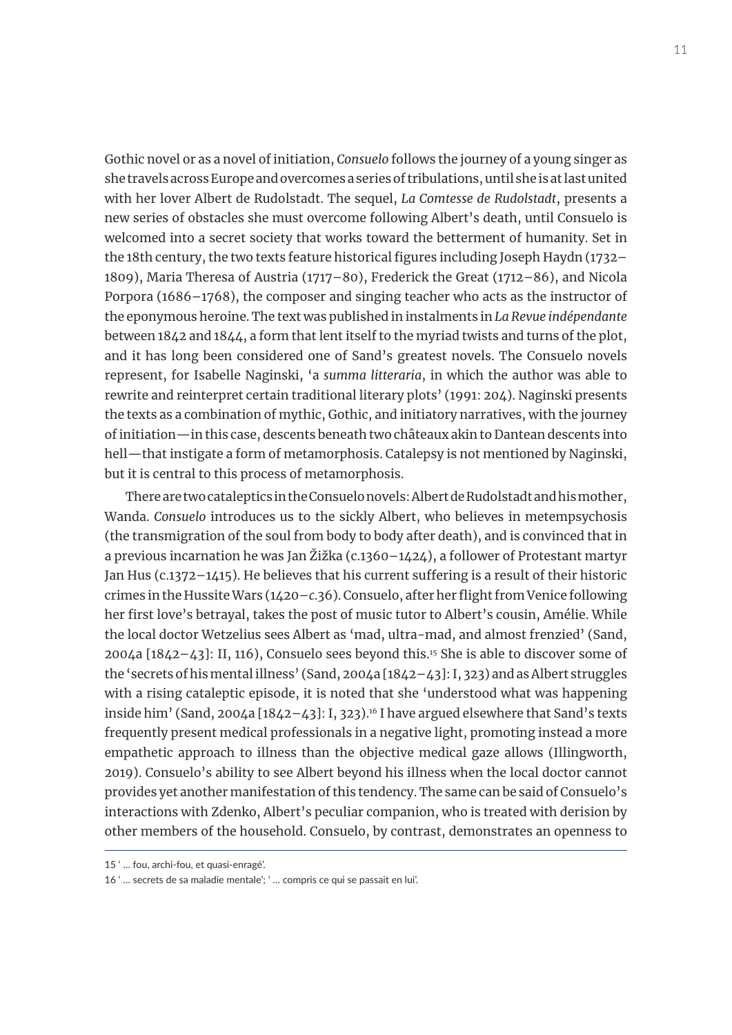Gothic novel or as a novel of initiation, *Consuelo* follows the journey of a young singer as she travels across Europe and overcomes a series of tribulations, until she is at last united with her lover Albert de Rudolstadt. The sequel, *La Comtesse de Rudolstadt*, presents a new series of obstacles she must overcome following Albert's death, until Consuelo is welcomed into a secret society that works toward the betterment of humanity. Set in the 18th century, the two texts feature historical figures including Joseph Haydn (1732–1809), Maria Theresa of Austria (1717–80), Frederick the Great (1712–86), and Nicola Porpora (1686–1768), the composer and singing teacher who acts as the instructor of the eponymous heroine. The text was published in instalments in *La Revue indépendante* between 1842 and 1844, a form that lent itself to the myriad twists and turns of the plot, and it has long been considered one of Sand's greatest novels. The Consuelo novels represent, for Isabelle Naginski, 'a *summa litteraria*, in which the author was able to rewrite and reinterpret certain traditional literary plots' (1991: 204). Naginski presents the texts as a combination of mythic, Gothic, and initiatory narratives, with the journey of initiation—in this case, descents beneath two châteaux akin to Dantean descents into hell—that instigate a form of metamorphosis. Catalepsy is not mentioned by Naginski, but it is central to this process of metamorphosis.

There are two cataleptics in the Consuelo novels: Albert de Rudolstadt and his mother, Wanda. *Consuelo* introduces us to the sickly Albert, who believes in metempsychosis (the transmigration of the soul from body to body after death), and is convinced that in a previous incarnation he was Jan Žižka (c.1360–1424), a follower of Protestant martyr Jan Hus (c.1372–1415). He believes that his current suffering is a result of their historic crimes in the Hussite Wars (1420–*c.*36). Consuelo, after her flight from Venice following her first love's betrayal, takes the post of music tutor to Albert's cousin, Amélie. While the local doctor Wetzelius sees Albert as 'mad, ultra-mad, and almost frenzied' (Sand, 2004a [1842–43]: II, 116), Consuelo sees beyond this.[15] She is able to discover some of the 'secrets of his mental illness' (Sand, 2004a [1842–43]: I, 323) and as Albert struggles with a rising cataleptic episode, it is noted that she 'understood what was happening inside him' (Sand, 2004a [1842–43]: I, 323).[16] I have argued elsewhere that Sand's texts frequently present medical professionals in a negative light, promoting instead a more empathetic approach to illness than the objective medical gaze allows (Illingworth, 2019). Consuelo's ability to see Albert beyond his illness when the local doctor cannot provides yet another manifestation of this tendency. The same can be said of Consuelo's interactions with Zdenko, Albert's peculiar companion, who is treated with derision by other members of the household. Consuelo, by contrast, demonstrates an openness to

---

15 ' ... fou, archi-fou, et quasi-enragé'.

16 ' ... secrets de sa maladie mentale'; ' ... compris ce qui se passait en lui'.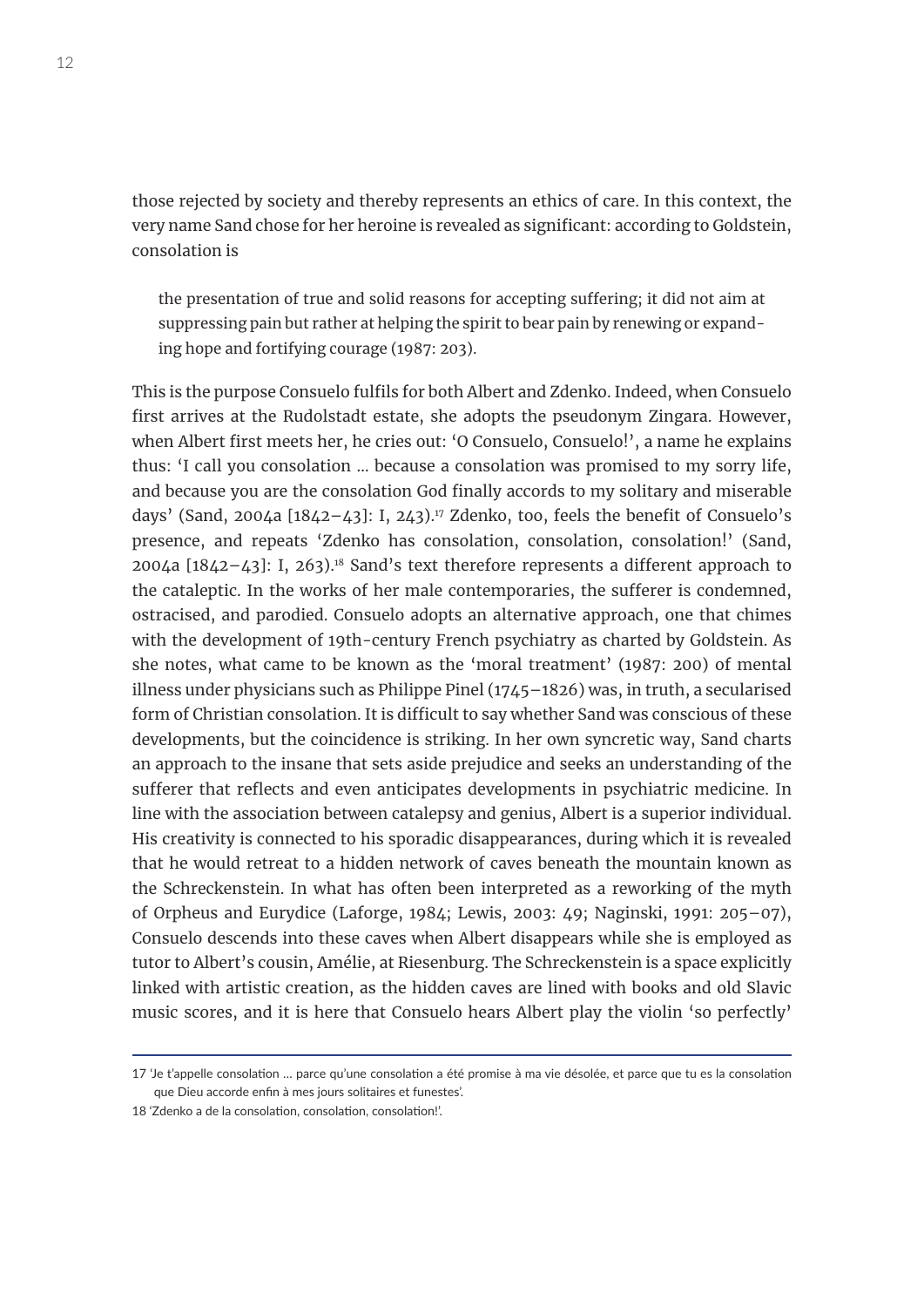those rejected by society and thereby represents an ethics of care. In this context, the very name Sand chose for her heroine is revealed as significant: according to Goldstein, consolation is

> the presentation of true and solid reasons for accepting suffering; it did not aim at suppressing pain but rather at helping the spirit to bear pain by renewing or expanding hope and fortifying courage (1987: 203).

This is the purpose Consuelo fulfils for both Albert and Zdenko. Indeed, when Consuelo first arrives at the Rudolstadt estate, she adopts the pseudonym Zingara. However, when Albert first meets her, he cries out: 'O Consuelo, Consuelo!', a name he explains thus: 'I call you consolation … because a consolation was promised to my sorry life, and because you are the consolation God finally accords to my solitary and miserable days' (Sand, 2004a [1842–43]: I, 243).[17] Zdenko, too, feels the benefit of Consuelo's presence, and repeats 'Zdenko has consolation, consolation, consolation!' (Sand, 2004a [1842–43]: I, 263).[18] Sand's text therefore represents a different approach to the cataleptic. In the works of her male contemporaries, the sufferer is condemned, ostracised, and parodied. Consuelo adopts an alternative approach, one that chimes with the development of 19th-century French psychiatry as charted by Goldstein. As she notes, what came to be known as the 'moral treatment' (1987: 200) of mental illness under physicians such as Philippe Pinel (1745–1826) was, in truth, a secularised form of Christian consolation. It is difficult to say whether Sand was conscious of these developments, but the coincidence is striking. In her own syncretic way, Sand charts an approach to the insane that sets aside prejudice and seeks an understanding of the sufferer that reflects and even anticipates developments in psychiatric medicine. In line with the association between catalepsy and genius, Albert is a superior individual. His creativity is connected to his sporadic disappearances, during which it is revealed that he would retreat to a hidden network of caves beneath the mountain known as the Schreckenstein. In what has often been interpreted as a reworking of the myth of Orpheus and Eurydice (Laforge, 1984; Lewis, 2003: 49; Naginski, 1991: 205–07), Consuelo descends into these caves when Albert disappears while she is employed as tutor to Albert's cousin, Amélie, at Riesenburg. The Schreckenstein is a space explicitly linked with artistic creation, as the hidden caves are lined with books and old Slavic music scores, and it is here that Consuelo hears Albert play the violin 'so perfectly'

17 'Je t'appelle consolation … parce qu'une consolation a été promise à ma vie désolée, et parce que tu es la consolation que Dieu accorde enfin à mes jours solitaires et funestes'.

18 'Zdenko a de la consolation, consolation, consolation!'.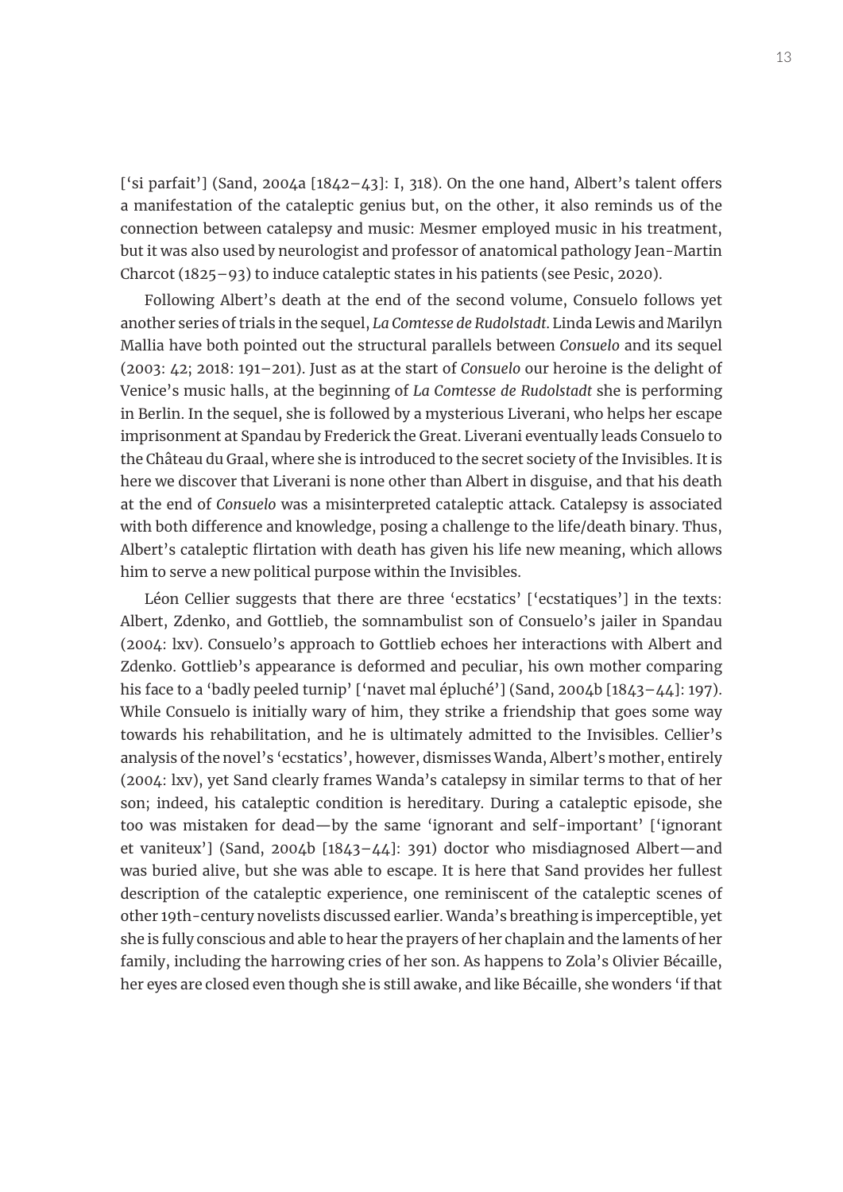['si parfait'] (Sand, 2004a [1842–43]: I, 318). On the one hand, Albert's talent offers a manifestation of the cataleptic genius but, on the other, it also reminds us of the connection between catalepsy and music: Mesmer employed music in his treatment, but it was also used by neurologist and professor of anatomical pathology Jean-Martin Charcot (1825–93) to induce cataleptic states in his patients (see Pesic, 2020).

Following Albert's death at the end of the second volume, Consuelo follows yet another series of trials in the sequel, *La Comtesse de Rudolstadt*. Linda Lewis and Marilyn Mallia have both pointed out the structural parallels between *Consuelo* and its sequel (2003: 42; 2018: 191–201). Just as at the start of *Consuelo* our heroine is the delight of Venice's music halls, at the beginning of *La Comtesse de Rudolstadt* she is performing in Berlin. In the sequel, she is followed by a mysterious Liverani, who helps her escape imprisonment at Spandau by Frederick the Great. Liverani eventually leads Consuelo to the Château du Graal, where she is introduced to the secret society of the Invisibles. It is here we discover that Liverani is none other than Albert in disguise, and that his death at the end of *Consuelo* was a misinterpreted cataleptic attack. Catalepsy is associated with both difference and knowledge, posing a challenge to the life/death binary. Thus, Albert's cataleptic flirtation with death has given his life new meaning, which allows him to serve a new political purpose within the Invisibles.

Léon Cellier suggests that there are three 'ecstatics' ['ecstatiques'] in the texts: Albert, Zdenko, and Gottlieb, the somnambulist son of Consuelo's jailer in Spandau (2004: lxv). Consuelo's approach to Gottlieb echoes her interactions with Albert and Zdenko. Gottlieb's appearance is deformed and peculiar, his own mother comparing his face to a 'badly peeled turnip' ['navet mal épluché'] (Sand, 2004b [1843–44]: 197). While Consuelo is initially wary of him, they strike a friendship that goes some way towards his rehabilitation, and he is ultimately admitted to the Invisibles. Cellier's analysis of the novel's 'ecstatics', however, dismisses Wanda, Albert's mother, entirely (2004: lxv), yet Sand clearly frames Wanda's catalepsy in similar terms to that of her son; indeed, his cataleptic condition is hereditary. During a cataleptic episode, she too was mistaken for dead—by the same 'ignorant and self-important' ['ignorant et vaniteux'] (Sand, 2004b [1843–44]: 391) doctor who misdiagnosed Albert—and was buried alive, but she was able to escape. It is here that Sand provides her fullest description of the cataleptic experience, one reminiscent of the cataleptic scenes of other 19th-century novelists discussed earlier. Wanda's breathing is imperceptible, yet she is fully conscious and able to hear the prayers of her chaplain and the laments of her family, including the harrowing cries of her son. As happens to Zola's Olivier Bécaille, her eyes are closed even though she is still awake, and like Bécaille, she wonders 'if that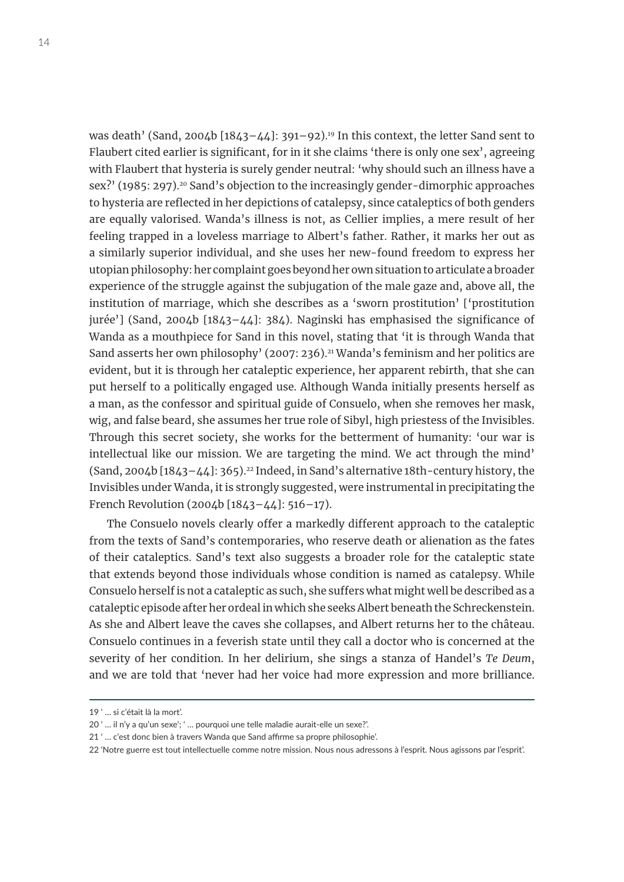was death' (Sand, 2004b [1843–44]: 391–92).[19] In this context, the letter Sand sent to Flaubert cited earlier is significant, for in it she claims 'there is only one sex', agreeing with Flaubert that hysteria is surely gender neutral: 'why should such an illness have a sex?' (1985: 297).[20] Sand's objection to the increasingly gender-dimorphic approaches to hysteria are reflected in her depictions of catalepsy, since cataleptics of both genders are equally valorised. Wanda's illness is not, as Cellier implies, a mere result of her feeling trapped in a loveless marriage to Albert's father. Rather, it marks her out as a similarly superior individual, and she uses her new-found freedom to express her utopian philosophy: her complaint goes beyond her own situation to articulate a broader experience of the struggle against the subjugation of the male gaze and, above all, the institution of marriage, which she describes as a 'sworn prostitution' ['prostitution jurée'] (Sand, 2004b [1843–44]: 384). Naginski has emphasised the significance of Wanda as a mouthpiece for Sand in this novel, stating that 'it is through Wanda that Sand asserts her own philosophy' (2007: 236).[21] Wanda's feminism and her politics are evident, but it is through her cataleptic experience, her apparent rebirth, that she can put herself to a politically engaged use. Although Wanda initially presents herself as a man, as the confessor and spiritual guide of Consuelo, when she removes her mask, wig, and false beard, she assumes her true role of Sibyl, high priestess of the Invisibles. Through this secret society, she works for the betterment of humanity: 'our war is intellectual like our mission. We are targeting the mind. We act through the mind' (Sand, 2004b [1843–44]: 365).[22] Indeed, in Sand's alternative 18th-century history, the Invisibles under Wanda, it is strongly suggested, were instrumental in precipitating the French Revolution (2004b [1843–44]: 516–17).

The Consuelo novels clearly offer a markedly different approach to the cataleptic from the texts of Sand's contemporaries, who reserve death or alienation as the fates of their cataleptics. Sand's text also suggests a broader role for the cataleptic state that extends beyond those individuals whose condition is named as catalepsy. While Consuelo herself is not a cataleptic as such, she suffers what might well be described as a cataleptic episode after her ordeal in which she seeks Albert beneath the Schreckenstein. As she and Albert leave the caves she collapses, and Albert returns her to the château. Consuelo continues in a feverish state until they call a doctor who is concerned at the severity of her condition. In her delirium, she sings a stanza of Handel's *Te Deum*, and we are told that 'never had her voice had more expression and more brilliance.

---

19 ' … si c'était là la mort'.

20 ' … il n'y a qu'un sexe'; ' … pourquoi une telle maladie aurait-elle un sexe?'.

21 ' … c'est donc bien à travers Wanda que Sand affirme sa propre philosophie'.

22 'Notre guerre est tout intellectuelle comme notre mission. Nous nous adressons à l'esprit. Nous agissons par l'esprit'.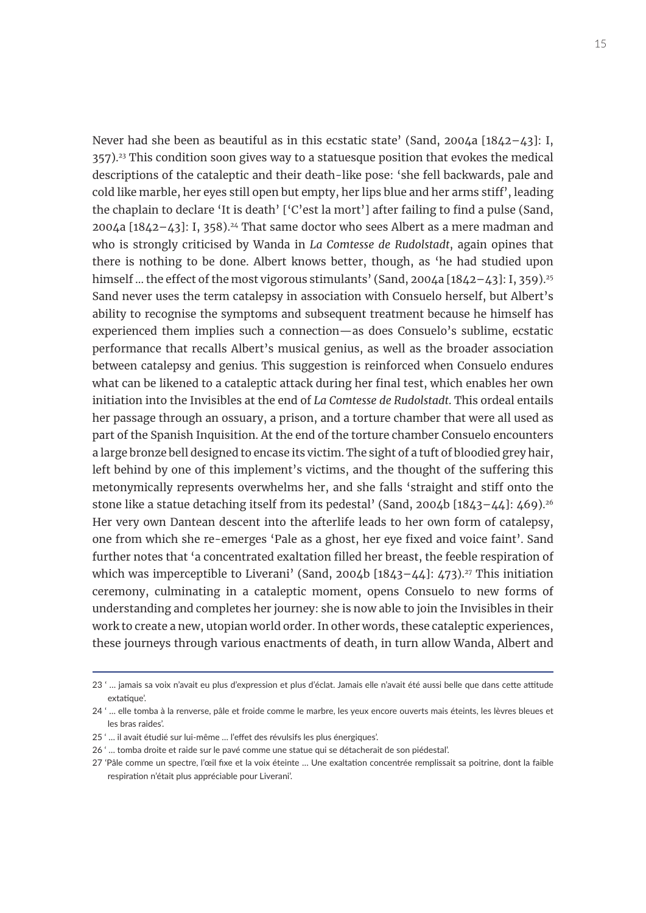Never had she been as beautiful as in this ecstatic state' (Sand, 2004a [1842–43]: I, 357).[23] This condition soon gives way to a statuesque position that evokes the medical descriptions of the cataleptic and their death-like pose: 'she fell backwards, pale and cold like marble, her eyes still open but empty, her lips blue and her arms stiff', leading the chaplain to declare 'It is death' ['C'est la mort'] after failing to find a pulse (Sand, 2004a [1842–43]: I, 358).[24] That same doctor who sees Albert as a mere madman and who is strongly criticised by Wanda in *La Comtesse de Rudolstadt*, again opines that there is nothing to be done. Albert knows better, though, as 'he had studied upon himself … the effect of the most vigorous stimulants' (Sand, 2004a [1842–43]: I, 359).[25] Sand never uses the term catalepsy in association with Consuelo herself, but Albert's ability to recognise the symptoms and subsequent treatment because he himself has experienced them implies such a connection—as does Consuelo's sublime, ecstatic performance that recalls Albert's musical genius, as well as the broader association between catalepsy and genius. This suggestion is reinforced when Consuelo endures what can be likened to a cataleptic attack during her final test, which enables her own initiation into the Invisibles at the end of *La Comtesse de Rudolstadt*. This ordeal entails her passage through an ossuary, a prison, and a torture chamber that were all used as part of the Spanish Inquisition. At the end of the torture chamber Consuelo encounters a large bronze bell designed to encase its victim. The sight of a tuft of bloodied grey hair, left behind by one of this implement's victims, and the thought of the suffering this metonymically represents overwhelms her, and she falls 'straight and stiff onto the stone like a statue detaching itself from its pedestal' (Sand, 2004b [1843–44]: 469).[26] Her very own Dantean descent into the afterlife leads to her own form of catalepsy, one from which she re-emerges 'Pale as a ghost, her eye fixed and voice faint'. Sand further notes that 'a concentrated exaltation filled her breast, the feeble respiration of which was imperceptible to Liverani' (Sand, 2004b [1843–44]: 473).[27] This initiation ceremony, culminating in a cataleptic moment, opens Consuelo to new forms of understanding and completes her journey: she is now able to join the Invisibles in their work to create a new, utopian world order. In other words, these cataleptic experiences, these journeys through various enactments of death, in turn allow Wanda, Albert and

---

23 ' … jamais sa voix n'avait eu plus d'expression et plus d'éclat. Jamais elle n'avait été aussi belle que dans cette attitude extatique'.

24 ' … elle tomba à la renverse, pâle et froide comme le marbre, les yeux encore ouverts mais éteints, les lèvres bleues et les bras raides'.

25 ' … il avait étudié sur lui-même … l'effet des révulsifs les plus énergiques'.

26 ' … tomba droite et raide sur le pavé comme une statue qui se détacherait de son piédestal'.

27 'Pâle comme un spectre, l'œil fixe et la voix éteinte … Une exaltation concentrée remplissait sa poitrine, dont la faible respiration n'était plus appréciable pour Liverani'.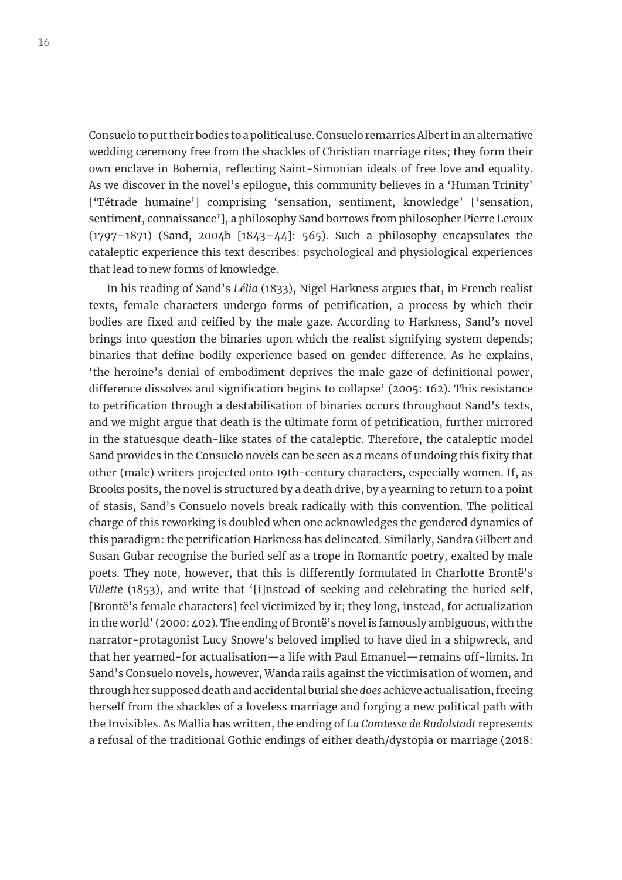Consuelo to put their bodies to a political use. Consuelo remarries Albert in an alternative wedding ceremony free from the shackles of Christian marriage rites; they form their own enclave in Bohemia, reflecting Saint-Simonian ideals of free love and equality. As we discover in the novel's epilogue, this community believes in a 'Human Trinity' ['Tétrade humaine'] comprising 'sensation, sentiment, knowledge' ['sensation, sentiment, connaissance'], a philosophy Sand borrows from philosopher Pierre Leroux (1797–1871) (Sand, 2004b [1843–44]: 565). Such a philosophy encapsulates the cataleptic experience this text describes: psychological and physiological experiences that lead to new forms of knowledge.

In his reading of Sand's *Lélia* (1833), Nigel Harkness argues that, in French realist texts, female characters undergo forms of petrification, a process by which their bodies are fixed and reified by the male gaze. According to Harkness, Sand's novel brings into question the binaries upon which the realist signifying system depends; binaries that define bodily experience based on gender difference. As he explains, 'the heroine's denial of embodiment deprives the male gaze of definitional power, difference dissolves and signification begins to collapse' (2005: 162). This resistance to petrification through a destabilisation of binaries occurs throughout Sand's texts, and we might argue that death is the ultimate form of petrification, further mirrored in the statuesque death-like states of the cataleptic. Therefore, the cataleptic model Sand provides in the Consuelo novels can be seen as a means of undoing this fixity that other (male) writers projected onto 19th-century characters, especially women. If, as Brooks posits, the novel is structured by a death drive, by a yearning to return to a point of stasis, Sand's Consuelo novels break radically with this convention. The political charge of this reworking is doubled when one acknowledges the gendered dynamics of this paradigm: the petrification Harkness has delineated. Similarly, Sandra Gilbert and Susan Gubar recognise the buried self as a trope in Romantic poetry, exalted by male poets. They note, however, that this is differently formulated in Charlotte Brontë's *Villette* (1853), and write that '[i]nstead of seeking and celebrating the buried self, [Brontë's female characters] feel victimized by it; they long, instead, for actualization in the world' (2000: 402). The ending of Brontë's novel is famously ambiguous, with the narrator-protagonist Lucy Snowe's beloved implied to have died in a shipwreck, and that her yearned-for actualisation—a life with Paul Emanuel—remains off-limits. In Sand's Consuelo novels, however, Wanda rails against the victimisation of women, and through her supposed death and accidental burial she *does* achieve actualisation, freeing herself from the shackles of a loveless marriage and forging a new political path with the Invisibles. As Mallia has written, the ending of *La Comtesse de Rudolstadt* represents a refusal of the traditional Gothic endings of either death/dystopia or marriage (2018: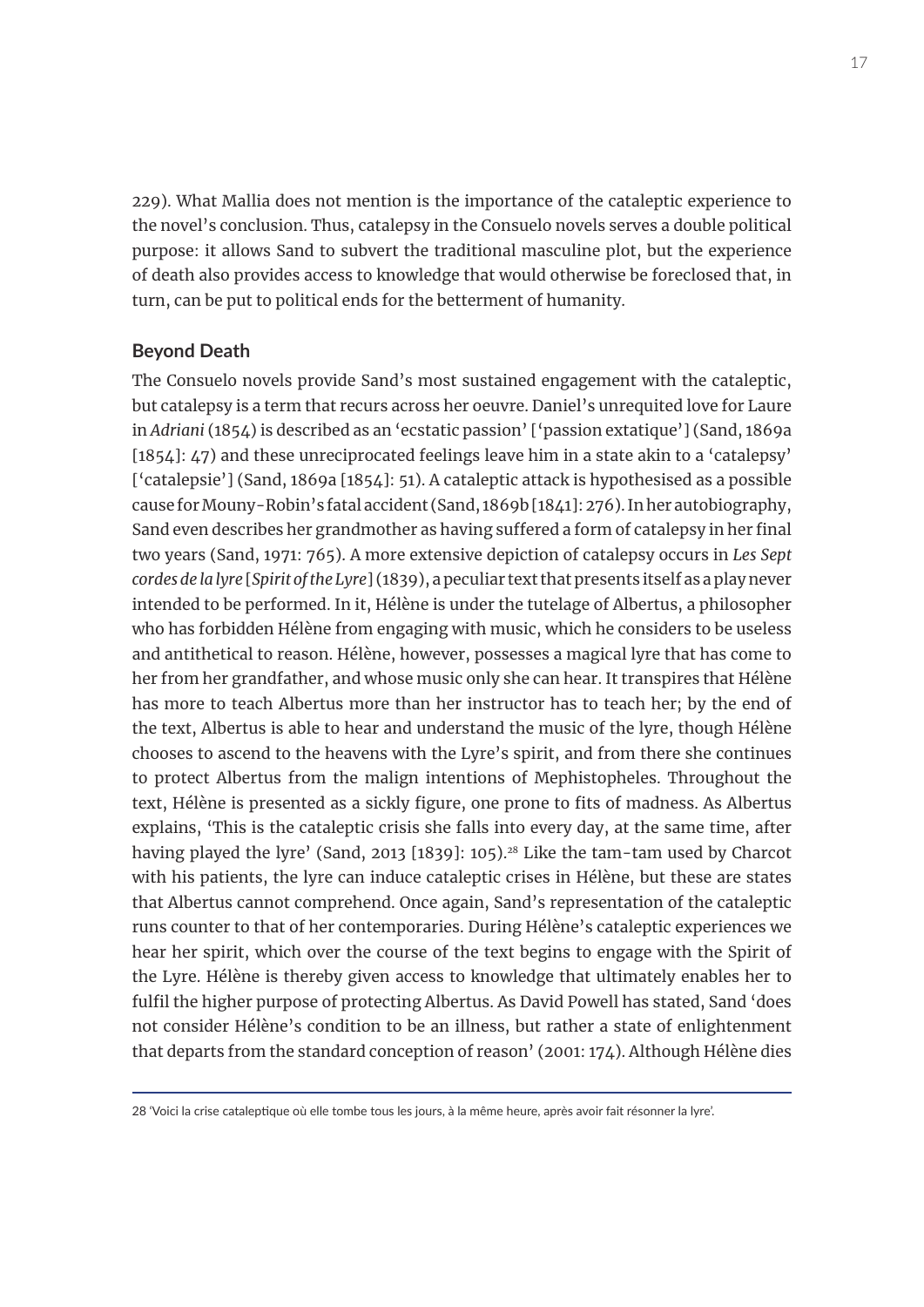229). What Mallia does not mention is the importance of the cataleptic experience to the novel's conclusion. Thus, catalepsy in the Consuelo novels serves a double political purpose: it allows Sand to subvert the traditional masculine plot, but the experience of death also provides access to knowledge that would otherwise be foreclosed that, in turn, can be put to political ends for the betterment of humanity.

## Beyond Death

The Consuelo novels provide Sand's most sustained engagement with the cataleptic, but catalepsy is a term that recurs across her oeuvre. Daniel's unrequited love for Laure in *Adriani* (1854) is described as an 'ecstatic passion' ['passion extatique'] (Sand, 1869a [1854]: 47) and these unreciprocated feelings leave him in a state akin to a 'catalepsy' ['catalepsie'] (Sand, 1869a [1854]: 51). A cataleptic attack is hypothesised as a possible cause for Mouny-Robin's fatal accident (Sand, 1869b [1841]: 276). In her autobiography, Sand even describes her grandmother as having suffered a form of catalepsy in her final two years (Sand, 1971: 765). A more extensive depiction of catalepsy occurs in *Les Sept cordes de la lyre* [*Spirit of the Lyre*] (1839), a peculiar text that presents itself as a play never intended to be performed. In it, Hélène is under the tutelage of Albertus, a philosopher who has forbidden Hélène from engaging with music, which he considers to be useless and antithetical to reason. Hélène, however, possesses a magical lyre that has come to her from her grandfather, and whose music only she can hear. It transpires that Hélène has more to teach Albertus more than her instructor has to teach her; by the end of the text, Albertus is able to hear and understand the music of the lyre, though Hélène chooses to ascend to the heavens with the Lyre's spirit, and from there she continues to protect Albertus from the malign intentions of Mephistopheles. Throughout the text, Hélène is presented as a sickly figure, one prone to fits of madness. As Albertus explains, 'This is the cataleptic crisis she falls into every day, at the same time, after having played the lyre' (Sand, 2013 [1839]: 105).[28] Like the tam-tam used by Charcot with his patients, the lyre can induce cataleptic crises in Hélène, but these are states that Albertus cannot comprehend. Once again, Sand's representation of the cataleptic runs counter to that of her contemporaries. During Hélène's cataleptic experiences we hear her spirit, which over the course of the text begins to engage with the Spirit of the Lyre. Hélène is thereby given access to knowledge that ultimately enables her to fulfil the higher purpose of protecting Albertus. As David Powell has stated, Sand 'does not consider Hélène's condition to be an illness, but rather a state of enlightenment that departs from the standard conception of reason' (2001: 174). Although Hélène dies

---

28 'Voici la crise cataleptique où elle tombe tous les jours, à la même heure, après avoir fait résonner la lyre'.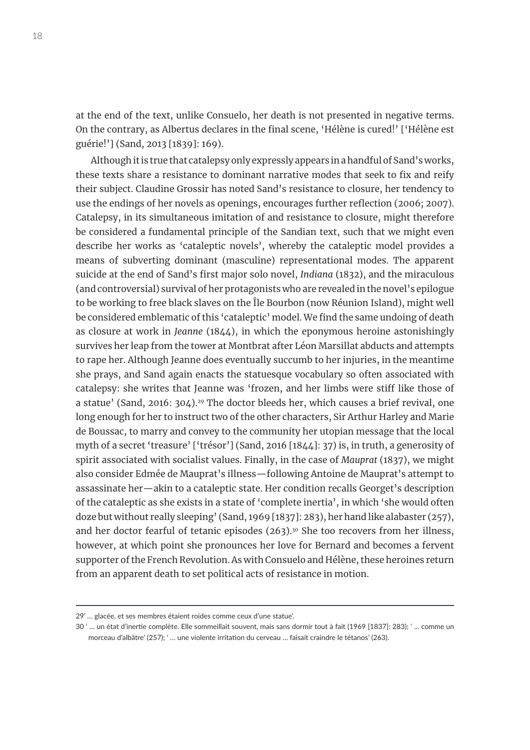at the end of the text, unlike Consuelo, her death is not presented in negative terms. On the contrary, as Albertus declares in the final scene, 'Hélène is cured!' ['Hélène est guérie!'] (Sand, 2013 [1839]: 169).

Although it is true that catalepsy only expressly appears in a handful of Sand's works, these texts share a resistance to dominant narrative modes that seek to fix and reify their subject. Claudine Grossir has noted Sand's resistance to closure, her tendency to use the endings of her novels as openings, encourages further reflection (2006; 2007). Catalepsy, in its simultaneous imitation of and resistance to closure, might therefore be considered a fundamental principle of the Sandian text, such that we might even describe her works as 'cataleptic novels', whereby the cataleptic model provides a means of subverting dominant (masculine) representational modes. The apparent suicide at the end of Sand's first major solo novel, *Indiana* (1832), and the miraculous (and controversial) survival of her protagonists who are revealed in the novel's epilogue to be working to free black slaves on the Île Bourbon (now Réunion Island), might well be considered emblematic of this 'cataleptic' model. We find the same undoing of death as closure at work in *Jeanne* (1844), in which the eponymous heroine astonishingly survives her leap from the tower at Montbrat after Léon Marsillat abducts and attempts to rape her. Although Jeanne does eventually succumb to her injuries, in the meantime she prays, and Sand again enacts the statuesque vocabulary so often associated with catalepsy: she writes that Jeanne was 'frozen, and her limbs were stiff like those of a statue' (Sand, 2016: 304).[29] The doctor bleeds her, which causes a brief revival, one long enough for her to instruct two of the other characters, Sir Arthur Harley and Marie de Boussac, to marry and convey to the community her utopian message that the local myth of a secret 'treasure' ['trésor'] (Sand, 2016 [1844]: 37) is, in truth, a generosity of spirit associated with socialist values. Finally, in the case of *Mauprat* (1837), we might also consider Edmée de Mauprat's illness—following Antoine de Mauprat's attempt to assassinate her—akin to a cataleptic state. Her condition recalls Georget's description of the cataleptic as she exists in a state of 'complete inertia', in which 'she would often doze but without really sleeping' (Sand, 1969 [1837]: 283), her hand like alabaster (257), and her doctor fearful of tetanic episodes (263).[30] She too recovers from her illness, however, at which point she pronounces her love for Bernard and becomes a fervent supporter of the French Revolution. As with Consuelo and Hélène, these heroines return from an apparent death to set political acts of resistance in motion.

---

29 '… glacée, et ses membres étaient roides comme ceux d'une statue'.

30 '… un état d'inertie complète. Elle sommeillait souvent, mais sans dormir tout à fait (1969 [1837]: 283); '… comme un morceau d'albâtre' (257); '… une violente irritation du cerveau … faisait craindre le tétanos' (263).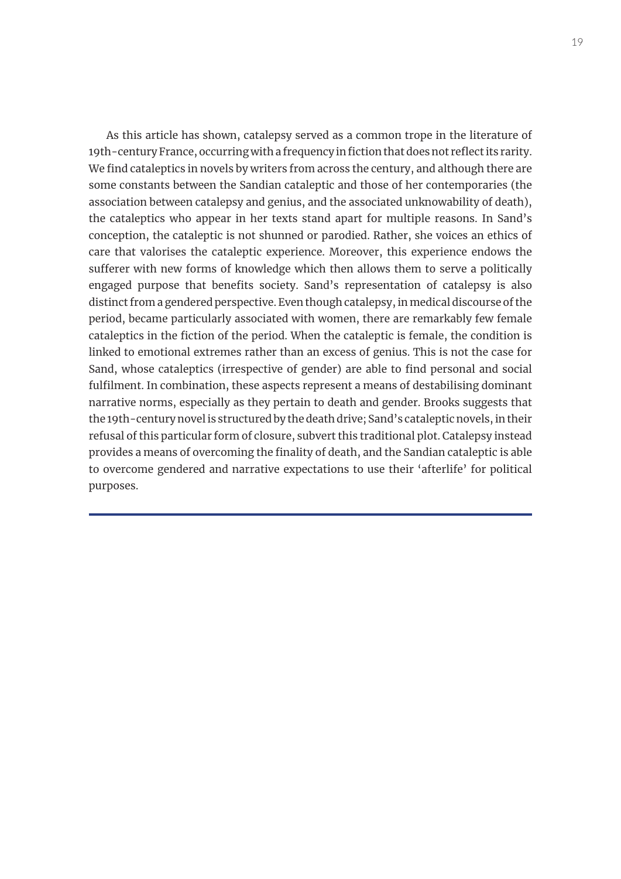As this article has shown, catalepsy served as a common trope in the literature of 19th-century France, occurring with a frequency in fiction that does not reflect its rarity. We find cataleptics in novels by writers from across the century, and although there are some constants between the Sandian cataleptic and those of her contemporaries (the association between catalepsy and genius, and the associated unknowability of death), the cataleptics who appear in her texts stand apart for multiple reasons. In Sand's conception, the cataleptic is not shunned or parodied. Rather, she voices an ethics of care that valorises the cataleptic experience. Moreover, this experience endows the sufferer with new forms of knowledge which then allows them to serve a politically engaged purpose that benefits society. Sand's representation of catalepsy is also distinct from a gendered perspective. Even though catalepsy, in medical discourse of the period, became particularly associated with women, there are remarkably few female cataleptics in the fiction of the period. When the cataleptic is female, the condition is linked to emotional extremes rather than an excess of genius. This is not the case for Sand, whose cataleptics (irrespective of gender) are able to find personal and social fulfilment. In combination, these aspects represent a means of destabilising dominant narrative norms, especially as they pertain to death and gender. Brooks suggests that the 19th-century novel is structured by the death drive; Sand's cataleptic novels, in their refusal of this particular form of closure, subvert this traditional plot. Catalepsy instead provides a means of overcoming the finality of death, and the Sandian cataleptic is able to overcome gendered and narrative expectations to use their 'afterlife' for political purposes.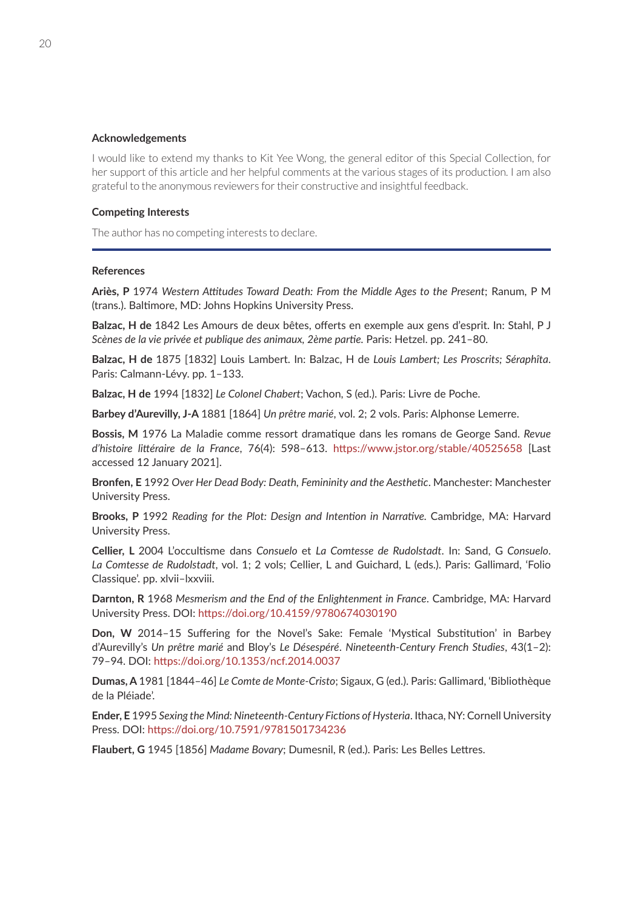## Acknowledgements

I would like to extend my thanks to Kit Yee Wong, the general editor of this Special Collection, for her support of this article and her helpful comments at the various stages of its production. I am also grateful to the anonymous reviewers for their constructive and insightful feedback.

## Competing Interests

The author has no competing interests to declare.

## References

**Ariès, P** 1974 *Western Attitudes Toward Death: From the Middle Ages to the Present*; Ranum, P M (trans.). Baltimore, MD: Johns Hopkins University Press.

**Balzac, H de** 1842 Les Amours de deux bêtes, offerts en exemple aux gens d'esprit. In: Stahl, P J *Scènes de la vie privée et publique des animaux, 2ème partie.* Paris: Hetzel. pp. 241–80.

**Balzac, H de** 1875 [1832] Louis Lambert. In: Balzac, H de *Louis Lambert; Les Proscrits; Séraphîta*. Paris: Calmann-Lévy. pp. 1–133.

**Balzac, H de** 1994 [1832] *Le Colonel Chabert*; Vachon, S (ed.). Paris: Livre de Poche.

**Barbey d'Aurevilly, J-A** 1881 [1864] *Un prêtre marié*, vol. 2; 2 vols. Paris: Alphonse Lemerre.

**Bossis, M** 1976 La Maladie comme ressort dramatique dans les romans de George Sand. *Revue d'histoire littéraire de la France*, 76(4): 598–613. https://www.jstor.org/stable/40525658 [Last accessed 12 January 2021].

**Bronfen, E** 1992 *Over Her Dead Body: Death, Femininity and the Aesthetic*. Manchester: Manchester University Press.

**Brooks, P** 1992 *Reading for the Plot: Design and Intention in Narrative.* Cambridge, MA: Harvard University Press.

**Cellier, L** 2004 L'occultisme dans *Consuelo* et *La Comtesse de Rudolstadt*. In: Sand, G *Consuelo. La Comtesse de Rudolstadt*, vol. 1; 2 vols; Cellier, L and Guichard, L (eds.). Paris: Gallimard, 'Folio Classique'. pp. xlvii–lxxviii.

**Darnton, R** 1968 *Mesmerism and the End of the Enlightenment in France*. Cambridge, MA: Harvard University Press. DOI: https://doi.org/10.4159/9780674030190

**Don, W** 2014–15 Suffering for the Novel's Sake: Female 'Mystical Substitution' in Barbey d'Aurevilly's *Un prêtre marié* and Bloy's *Le Désespéré*. *Nineteenth-Century French Studies*, 43(1–2): 79–94. DOI: https://doi.org/10.1353/ncf.2014.0037

**Dumas, A** 1981 [1844–46] *Le Comte de Monte-Cristo*; Sigaux, G (ed.). Paris: Gallimard, 'Bibliothèque de la Pléiade'.

**Ender, E** 1995 *Sexing the Mind: Nineteenth-Century Fictions of Hysteria*. Ithaca, NY: Cornell University Press. DOI: https://doi.org/10.7591/9781501734236

**Flaubert, G** 1945 [1856] *Madame Bovary*; Dumesnil, R (ed.). Paris: Les Belles Lettres.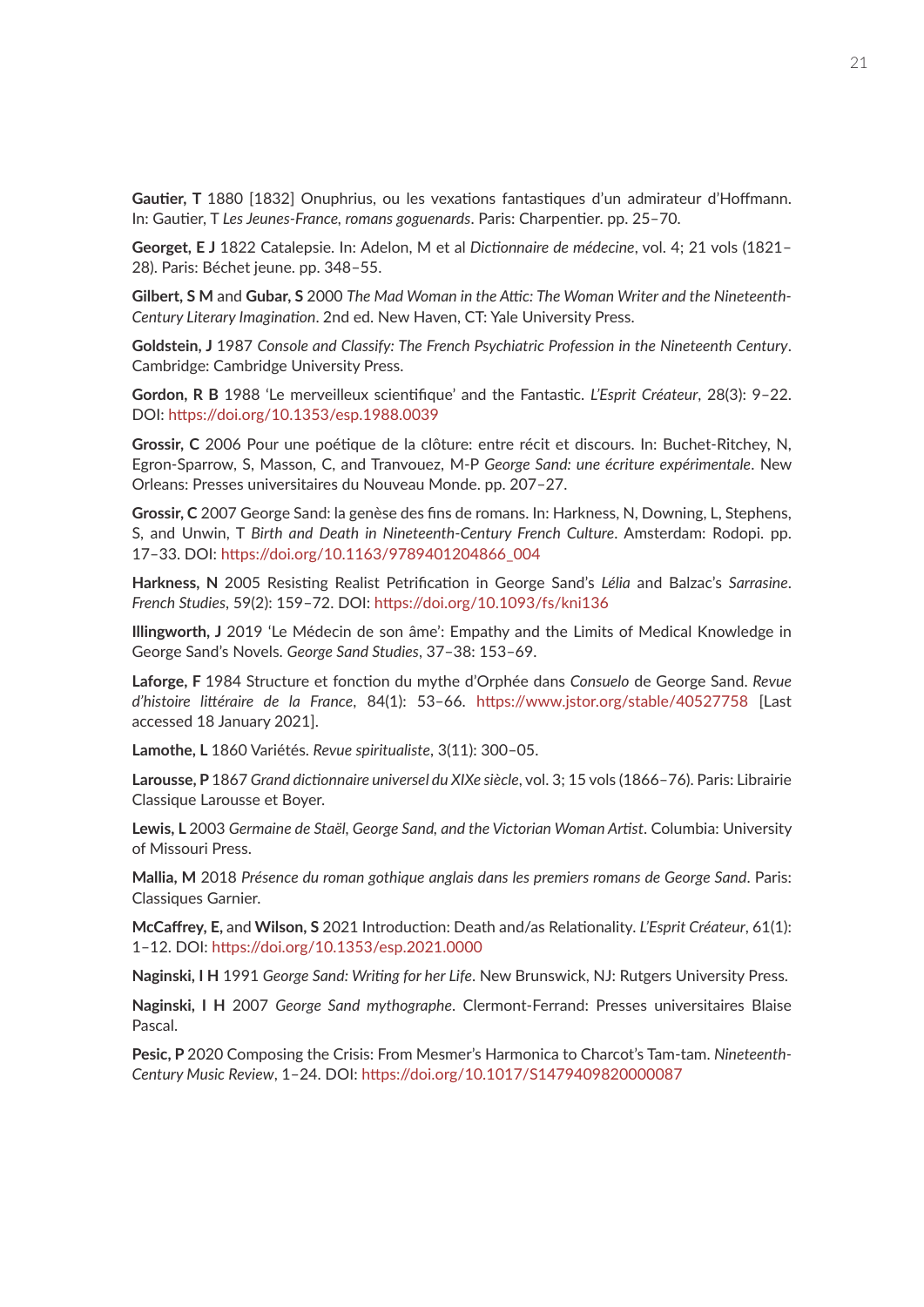**Gautier, T** 1880 [1832] Onuphrius, ou les vexations fantastiques d'un admirateur d'Hoffmann. In: Gautier, T *Les Jeunes-France, romans goguenards*. Paris: Charpentier. pp. 25–70.

**Georget, E J** 1822 Catalepsie. In: Adelon, M et al *Dictionnaire de médecine*, vol. 4; 21 vols (1821–28). Paris: Béchet jeune. pp. 348–55.

**Gilbert, S M** and **Gubar, S** 2000 *The Mad Woman in the Attic: The Woman Writer and the Nineteenth-Century Literary Imagination*. 2nd ed. New Haven, CT: Yale University Press.

**Goldstein, J** 1987 *Console and Classify: The French Psychiatric Profession in the Nineteenth Century*. Cambridge: Cambridge University Press.

**Gordon, R B** 1988 'Le merveilleux scientifique' and the Fantastic. *L'Esprit Créateur*, 28(3): 9–22. DOI: https://doi.org/10.1353/esp.1988.0039

**Grossir, C** 2006 Pour une poétique de la clôture: entre récit et discours. In: Buchet-Ritchey, N, Egron-Sparrow, S, Masson, C, and Tranvouez, M-P *George Sand: une écriture expérimentale*. New Orleans: Presses universitaires du Nouveau Monde. pp. 207–27.

**Grossir, C** 2007 George Sand: la genèse des fins de romans. In: Harkness, N, Downing, L, Stephens, S, and Unwin, T *Birth and Death in Nineteenth-Century French Culture*. Amsterdam: Rodopi. pp. 17–33. DOI: https://doi.org/10.1163/9789401204866_004

**Harkness, N** 2005 Resisting Realist Petrification in George Sand's *Lélia* and Balzac's *Sarrasine*. *French Studies*, 59(2): 159–72. DOI: https://doi.org/10.1093/fs/kni136

**Illingworth, J** 2019 'Le Médecin de son âme': Empathy and the Limits of Medical Knowledge in George Sand's Novels. *George Sand Studies*, 37–38: 153–69.

**Laforge, F** 1984 Structure et fonction du mythe d'Orphée dans *Consuelo* de George Sand. *Revue d'histoire littéraire de la France*, 84(1): 53–66. https://www.jstor.org/stable/40527758 [Last accessed 18 January 2021].

**Lamothe, L** 1860 Variétés. *Revue spiritualiste*, 3(11): 300–05.

**Larousse, P** 1867 *Grand dictionnaire universel du XIXe siècle*, vol. 3; 15 vols (1866–76). Paris: Librairie Classique Larousse et Boyer.

**Lewis, L** 2003 *Germaine de Staël, George Sand, and the Victorian Woman Artist*. Columbia: University of Missouri Press.

**Mallia, M** 2018 *Présence du roman gothique anglais dans les premiers romans de George Sand*. Paris: Classiques Garnier.

**McCaffrey, E,** and **Wilson, S** 2021 Introduction: Death and/as Relationality. *L'Esprit Créateur*, 61(1): 1–12. DOI: https://doi.org/10.1353/esp.2021.0000

**Naginski, I H** 1991 *George Sand: Writing for her Life*. New Brunswick, NJ: Rutgers University Press.

**Naginski, I H** 2007 *George Sand mythographe*. Clermont-Ferrand: Presses universitaires Blaise Pascal.

**Pesic, P** 2020 Composing the Crisis: From Mesmer's Harmonica to Charcot's Tam-tam. *Nineteenth-Century Music Review*, 1–24. DOI: https://doi.org/10.1017/S1479409820000087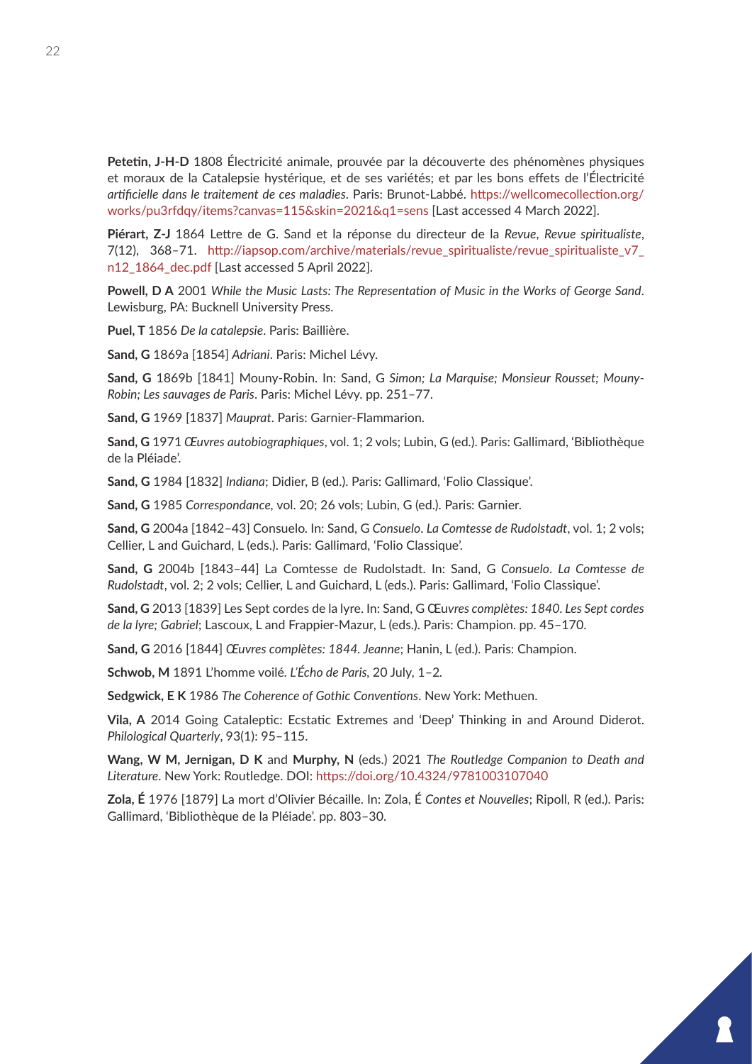**Petetin, J-H-D** 1808 Électricité animale, prouvée par la découverte des phénomènes physiques et moraux de la Catalepsie hystérique, et de ses variétés; et par les bons effets de l'Électricité *artificielle dans le traitement de ces maladies*. Paris: Brunot-Labbé. https://wellcomecollection.org/works/pu3rfdqy/items?canvas=115&skin=2021&q1=sens [Last accessed 4 March 2022].

**Piérart, Z-J** 1864 Lettre de G. Sand et la réponse du directeur de la *Revue*, *Revue spiritualiste*, 7(12), 368–71. http://iapsop.com/archive/materials/revue_spiritualiste/revue_spiritualiste_v7_n12_1864_dec.pdf [Last accessed 5 April 2022].

**Powell, D A** 2001 *While the Music Lasts: The Representation of Music in the Works of George Sand*. Lewisburg, PA: Bucknell University Press.

**Puel, T** 1856 *De la catalepsie*. Paris: Baillière.

**Sand, G** 1869a [1854] *Adriani*. Paris: Michel Lévy.

**Sand, G** 1869b [1841] Mouny-Robin. In: Sand, G *Simon; La Marquise; Monsieur Rousset; Mouny-Robin; Les sauvages de Paris*. Paris: Michel Lévy. pp. 251–77.

**Sand, G** 1969 [1837] *Mauprat*. Paris: Garnier-Flammarion.

**Sand, G** 1971 *Œuvres autobiographiques*, vol. 1; 2 vols; Lubin, G (ed.). Paris: Gallimard, 'Bibliothèque de la Pléiade'.

**Sand, G** 1984 [1832] *Indiana*; Didier, B (ed.). Paris: Gallimard, 'Folio Classique'.

**Sand, G** 1985 *Correspondance*, vol. 20; 26 vols; Lubin, G (ed.). Paris: Garnier.

**Sand, G** 2004a [1842–43] Consuelo. In: Sand, G *Consuelo*. *La Comtesse de Rudolstadt*, vol. 1; 2 vols; Cellier, L and Guichard, L (eds.). Paris: Gallimard, 'Folio Classique'.

**Sand, G** 2004b [1843–44] La Comtesse de Rudolstadt. In: Sand, G *Consuelo*. *La Comtesse de Rudolstadt*, vol. 2; 2 vols; Cellier, L and Guichard, L (eds.). Paris: Gallimard, 'Folio Classique'.

**Sand, G** 2013 [1839] Les Sept cordes de la lyre. In: Sand, G *Œuvres complètes: 1840*. *Les Sept cordes de la lyre; Gabriel*; Lascoux, L and Frappier-Mazur, L (eds.). Paris: Champion. pp. 45–170.

**Sand, G** 2016 [1844] *Œuvres complètes: 1844*. *Jeanne*; Hanin, L (ed.). Paris: Champion.

**Schwob, M** 1891 L'homme voilé. *L'Écho de Paris*, 20 July, 1–2.

**Sedgwick, E K** 1986 *The Coherence of Gothic Conventions*. New York: Methuen.

**Vila, A** 2014 Going Cataleptic: Ecstatic Extremes and 'Deep' Thinking in and Around Diderot. *Philological Quarterly*, 93(1): 95–115.

**Wang, W M, Jernigan, D K** and **Murphy, N** (eds.) 2021 *The Routledge Companion to Death and Literature*. New York: Routledge. DOI: https://doi.org/10.4324/9781003107040

**Zola, É** 1976 [1879] La mort d'Olivier Bécaille. In: Zola, É *Contes et Nouvelles*; Ripoll, R (ed.). Paris: Gallimard, 'Bibliothèque de la Pléiade'. pp. 803–30.